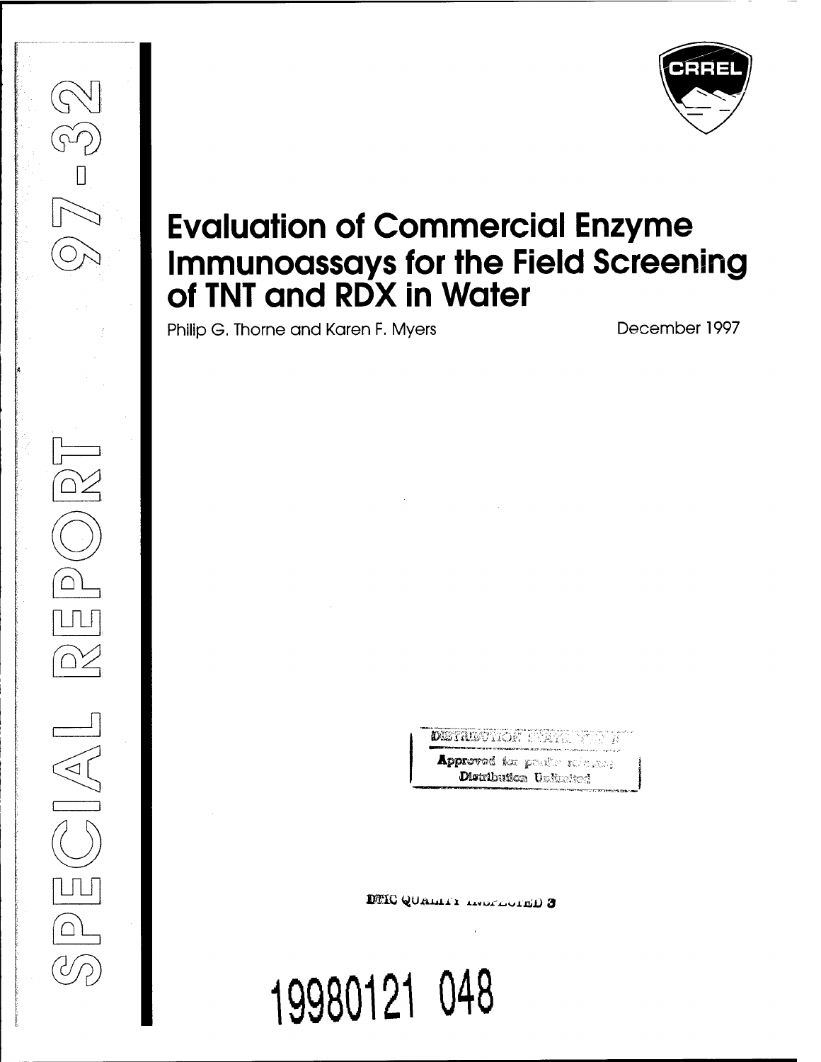SPECIAL REPORT 97-32

CRREL

# Evaluation of Commercial Enzyme Immunoassays for the Field Screening of TNT and RDX in Water

Philip G. Thorne and Karen F. Myers

December 1997

DISTRIBUTION STATEMENT A

Approved for public release;
Distribution Unlimited

DTIC QUALITY INSPECTED 3

19980121 048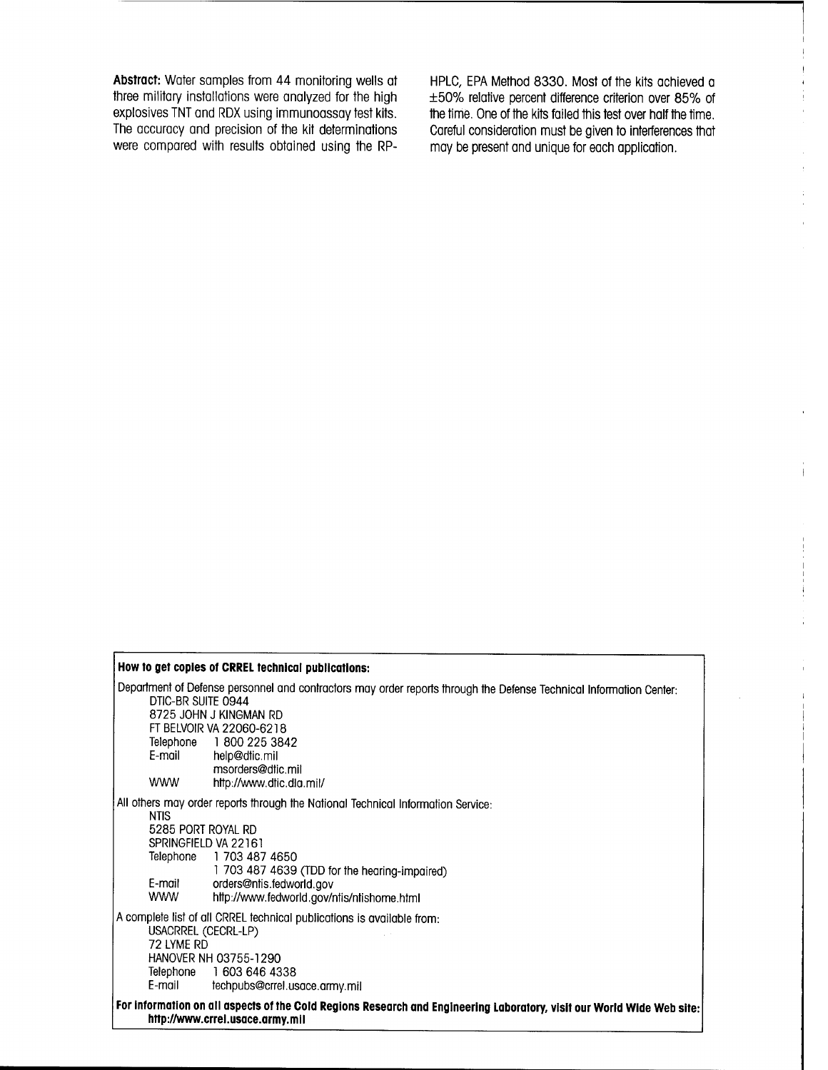**Abstract:** Water samples from 44 monitoring wells at three military installations were analyzed for the high explosives TNT and RDX using immunoassay test kits. The accuracy and precision of the kit determinations were compared with results obtained using the RP-HPLC, EPA Method 8330. Most of the kits achieved a ±50% relative percent difference criterion over 85% of the time. One of the kits failed this test over half the time. Careful consideration must be given to interferences that may be present and unique for each application.

**How to get copies of CRREL technical publications:**

Department of Defense personnel and contractors may order reports through the Defense Technical Information Center:

DTIC-BR SUITE 0944
8725 JOHN J KINGMAN RD
FT BELVOIR VA 22060-6218
Telephone 1 800 225 3842
E-mail help@dtic.mil
msorders@dtic.mil
WWW http://www.dtic.dla.mil/

All others may order reports through the National Technical Information Service:

NTIS
5285 PORT ROYAL RD
SPRINGFIELD VA 22161
Telephone 1 703 487 4650
1 703 487 4639 (TDD for the hearing-impaired)
E-mail orders@ntis.fedworld.gov
WWW http://www.fedworld.gov/ntis/ntishome.html

A complete list of all CRREL technical publications is available from:

USACRREL (CECRL-LP)
72 LYME RD
HANOVER NH 03755-1290
Telephone 1 603 646 4338
E-mail techpubs@crrel.usace.army.mil

**For information on all aspects of the Cold Regions Research and Engineering Laboratory, visit our World Wide Web site: http://www.crrel.usace.army.mil**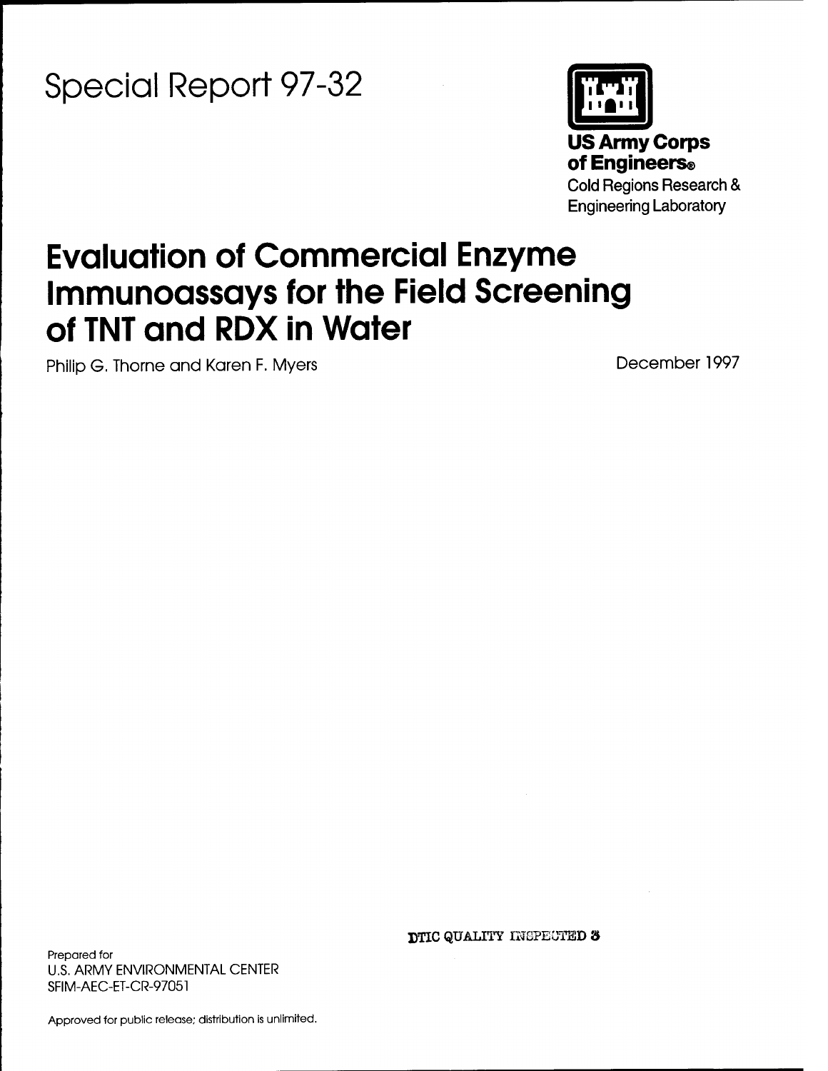# Special Report 97-32

**US Army Corps of Engineers®**
Cold Regions Research & Engineering Laboratory

# Evaluation of Commercial Enzyme Immunoassays for the Field Screening of TNT and RDX in Water

Philip G. Thorne and Karen F. Myers

December 1997

DTIC QUALITY INSPECTED 3

Prepared for
U.S. ARMY ENVIRONMENTAL CENTER
SFIM-AEC-ET-CR-97051

Approved for public release; distribution is unlimited.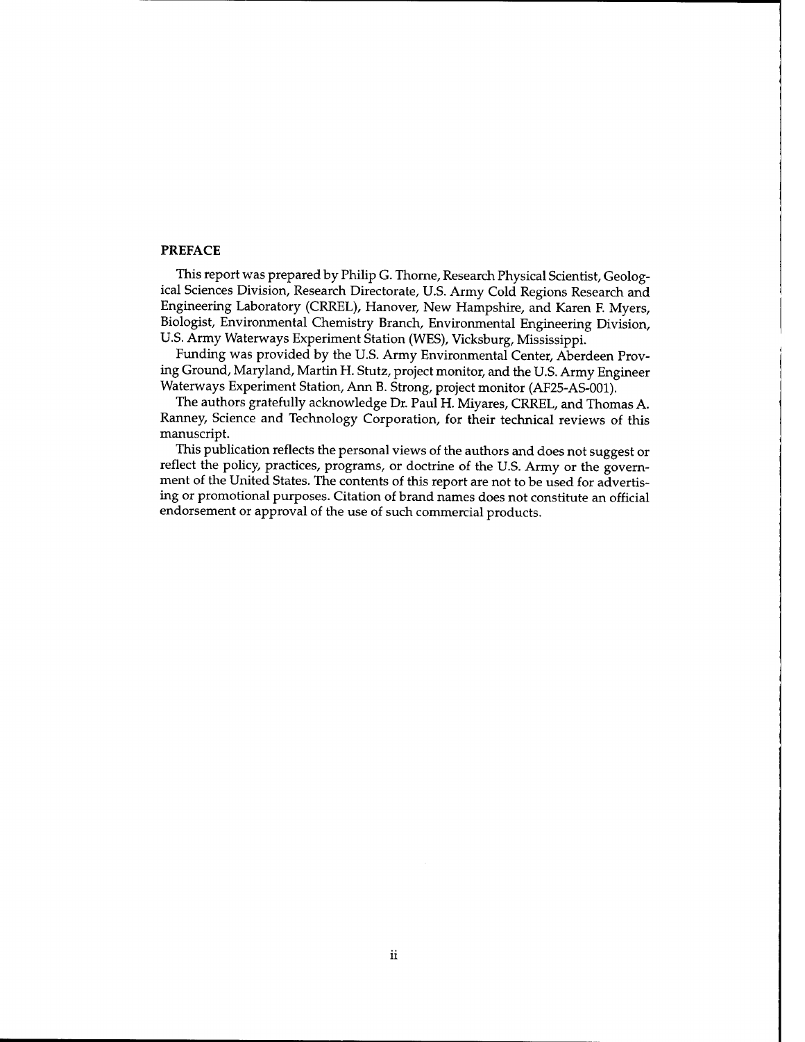## PREFACE

This report was prepared by Philip G. Thorne, Research Physical Scientist, Geological Sciences Division, Research Directorate, U.S. Army Cold Regions Research and Engineering Laboratory (CRREL), Hanover, New Hampshire, and Karen F. Myers, Biologist, Environmental Chemistry Branch, Environmental Engineering Division, U.S. Army Waterways Experiment Station (WES), Vicksburg, Mississippi.

Funding was provided by the U.S. Army Environmental Center, Aberdeen Proving Ground, Maryland, Martin H. Stutz, project monitor, and the U.S. Army Engineer Waterways Experiment Station, Ann B. Strong, project monitor (AF25-AS-001).

The authors gratefully acknowledge Dr. Paul H. Miyares, CRREL, and Thomas A. Ranney, Science and Technology Corporation, for their technical reviews of this manuscript.

This publication reflects the personal views of the authors and does not suggest or reflect the policy, practices, programs, or doctrine of the U.S. Army or the government of the United States. The contents of this report are not to be used for advertising or promotional purposes. Citation of brand names does not constitute an official endorsement or approval of the use of such commercial products.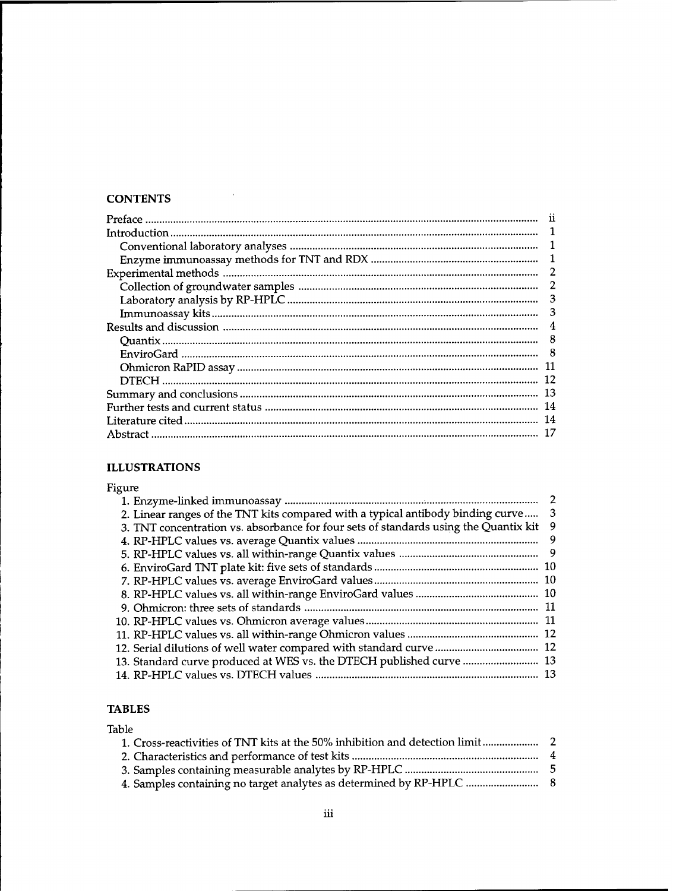## CONTENTS

| | |
|---|---|
| Preface | ii |
| Introduction | 1 |
| Conventional laboratory analyses | 1 |
| Enzyme immunoassay methods for TNT and RDX | 1 |
| Experimental methods | 2 |
| Collection of groundwater samples | 2 |
| Laboratory analysis by RP-HPLC | 3 |
| Immunoassay kits | 3 |
| Results and discussion | 4 |
| Quantix | 8 |
| EnviroGard | 8 |
| Ohmicron RaPID assay | 11 |
| DTECH | 12 |
| Summary and conclusions | 13 |
| Further tests and current status | 14 |
| Literature cited | 14 |
| Abstract | 17 |

## ILLUSTRATIONS

Figure

| | |
|---|---|
| 1. Enzyme-linked immunoassay | 2 |
| 2. Linear ranges of the TNT kits compared with a typical antibody binding curve | 3 |
| 3. TNT concentration vs. absorbance for four sets of standards using the Quantix kit | 9 |
| 4. RP-HPLC values vs. average Quantix values | 9 |
| 5. RP-HPLC values vs. all within-range Quantix values | 9 |
| 6. EnviroGard TNT plate kit: five sets of standards | 10 |
| 7. RP-HPLC values vs. average EnviroGard values | 10 |
| 8. RP-HPLC values vs. all within-range EnviroGard values | 10 |
| 9. Ohmicron: three sets of standards | 11 |
| 10. RP-HPLC values vs. Ohmicron average values | 11 |
| 11. RP-HPLC values vs. all within-range Ohmicron values | 12 |
| 12. Serial dilutions of well water compared with standard curve | 12 |
| 13. Standard curve produced at WES vs. the DTECH published curve | 13 |
| 14. RP-HPLC values vs. DTECH values | 13 |

## TABLES

Table

| | |
|---|---|
| 1. Cross-reactivities of TNT kits at the 50% inhibition and detection limit | 2 |
| 2. Characteristics and performance of test kits | 4 |
| 3. Samples containing measurable analytes by RP-HPLC | 5 |
| 4. Samples containing no target analytes as determined by RP-HPLC | 8 |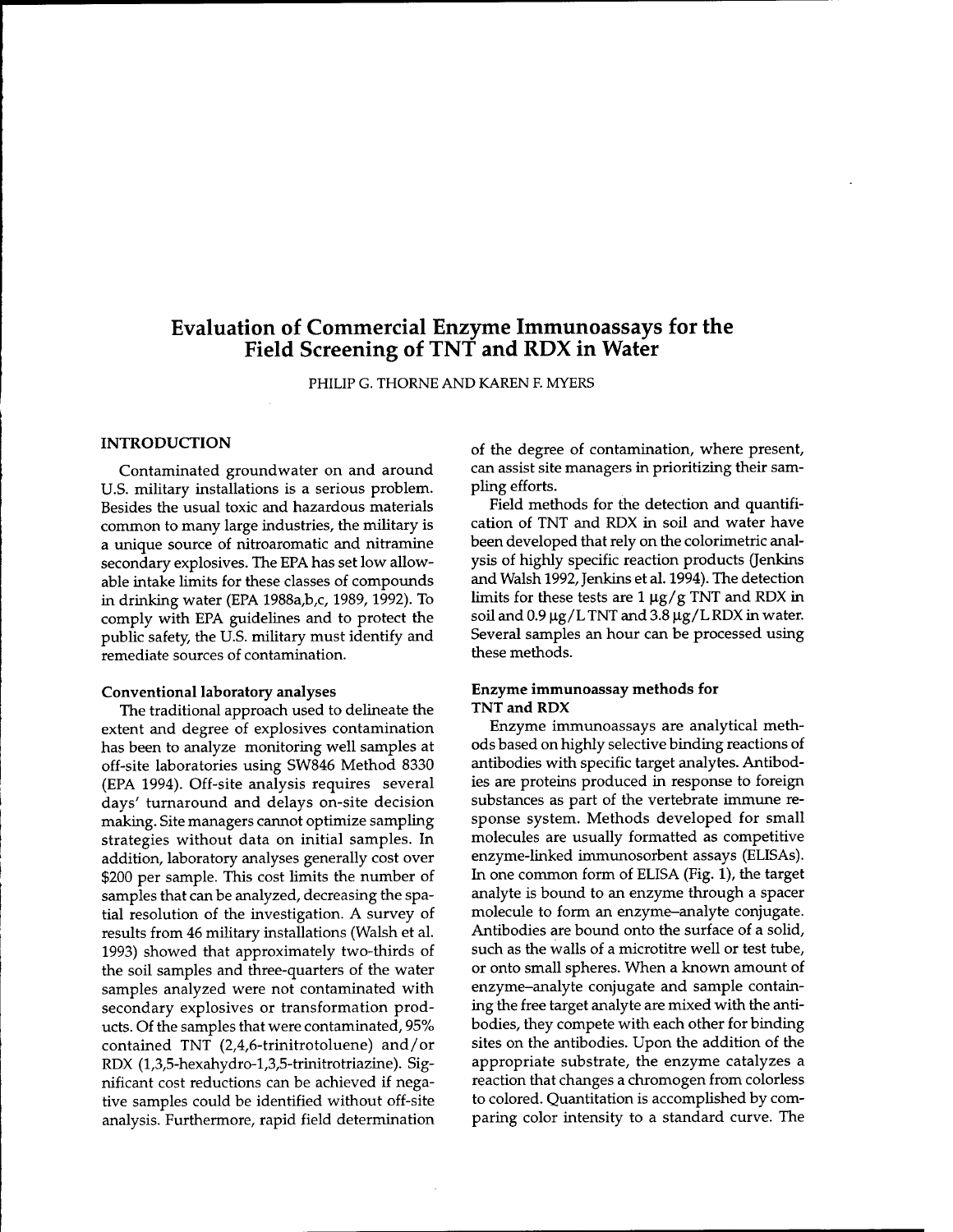# Evaluation of Commercial Enzyme Immunoassays for the Field Screening of TNT and RDX in Water

PHILIP G. THORNE AND KAREN F. MYERS

## INTRODUCTION

Contaminated groundwater on and around U.S. military installations is a serious problem. Besides the usual toxic and hazardous materials common to many large industries, the military is a unique source of nitroaromatic and nitramine secondary explosives. The EPA has set low allowable intake limits for these classes of compounds in drinking water (EPA 1988a,b,c, 1989, 1992). To comply with EPA guidelines and to protect the public safety, the U.S. military must identify and remediate sources of contamination.

### Conventional laboratory analyses

The traditional approach used to delineate the extent and degree of explosives contamination has been to analyze monitoring well samples at off-site laboratories using SW846 Method 8330 (EPA 1994). Off-site analysis requires several days' turnaround and delays on-site decision making. Site managers cannot optimize sampling strategies without data on initial samples. In addition, laboratory analyses generally cost over $200 per sample. This cost limits the number of samples that can be analyzed, decreasing the spatial resolution of the investigation. A survey of results from 46 military installations (Walsh et al. 1993) showed that approximately two-thirds of the soil samples and three-quarters of the water samples analyzed were not contaminated with secondary explosives or transformation products. Of the samples that were contaminated, 95% contained TNT (2,4,6-trinitrotoluene) and/or RDX (1,3,5-hexahydro-1,3,5-trinitrotriazine). Significant cost reductions can be achieved if negative samples could be identified without off-site analysis. Furthermore, rapid field determination of the degree of contamination, where present, can assist site managers in prioritizing their sampling efforts.

Field methods for the detection and quantification of TNT and RDX in soil and water have been developed that rely on the colorimetric analysis of highly specific reaction products (Jenkins and Walsh 1992, Jenkins et al. 1994). The detection limits for these tests are 1 µg/g TNT and RDX in soil and 0.9 µg/L TNT and 3.8 µg/L RDX in water. Several samples an hour can be processed using these methods.

### Enzyme immunoassay methods for TNT and RDX

Enzyme immunoassays are analytical methods based on highly selective binding reactions of antibodies with specific target analytes. Antibodies are proteins produced in response to foreign substances as part of the vertebrate immune response system. Methods developed for small molecules are usually formatted as competitive enzyme-linked immunosorbent assays (ELISAs). In one common form of ELISA (Fig. 1), the target analyte is bound to an enzyme through a spacer molecule to form an enzyme–analyte conjugate. Antibodies are bound onto the surface of a solid, such as the walls of a microtitre well or test tube, or onto small spheres. When a known amount of enzyme–analyte conjugate and sample containing the free target analyte are mixed with the antibodies, they compete with each other for binding sites on the antibodies. Upon the addition of the appropriate substrate, the enzyme catalyzes a reaction that changes a chromogen from colorless to colored. Quantitation is accomplished by comparing color intensity to a standard curve. The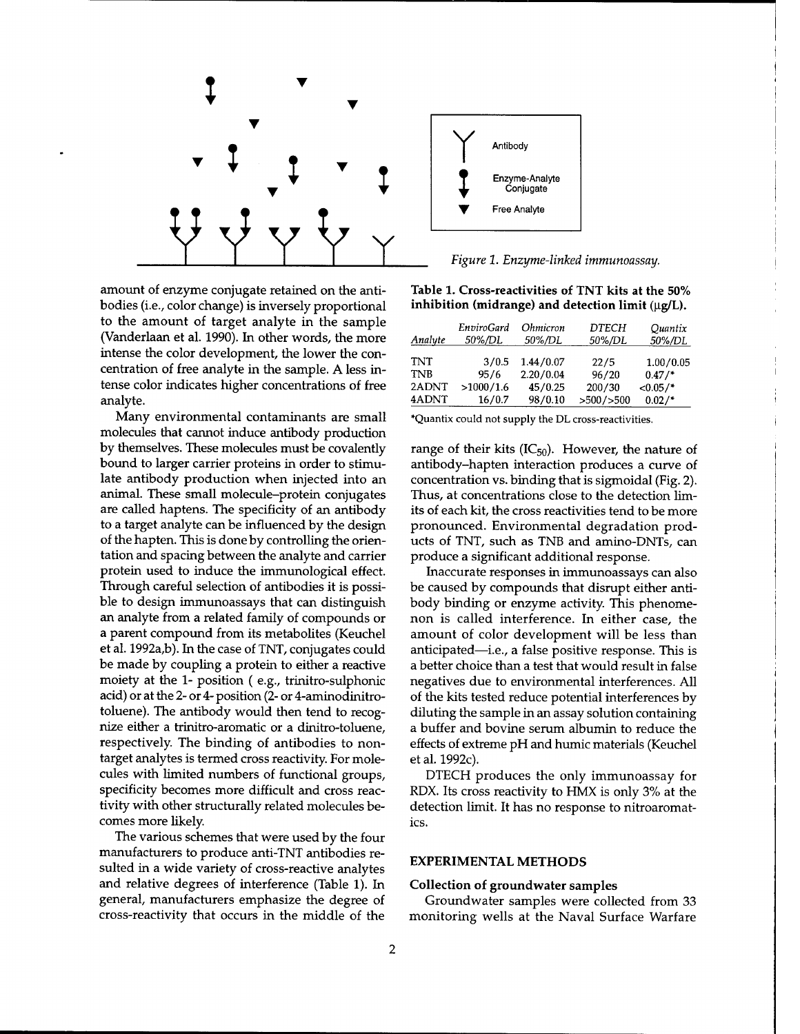*Figure 1. Enzyme-linked immunoassay.*

amount of enzyme conjugate retained on the antibodies (i.e., color change) is inversely proportional to the amount of target analyte in the sample (Vanderlaan et al. 1990). In other words, the more intense the color development, the lower the concentration of free analyte in the sample. A less intense color indicates higher concentrations of free analyte.

Many environmental contaminants are small molecules that cannot induce antibody production by themselves. These molecules must be covalently bound to larger carrier proteins in order to stimulate antibody production when injected into an animal. These small molecule–protein conjugates are called haptens. The specificity of an antibody to a target analyte can be influenced by the design of the hapten. This is done by controlling the orientation and spacing between the analyte and carrier protein used to induce the immunological effect. Through careful selection of antibodies it is possible to design immunoassays that can distinguish an analyte from a related family of compounds or a parent compound from its metabolites (Keuchel et al. 1992a,b). In the case of TNT, conjugates could be made by coupling a protein to either a reactive moiety at the 1- position ( e.g., trinitro-sulphonic acid) or at the 2- or 4- position (2- or 4-aminodinitrotoluene). The antibody would then tend to recognize either a trinitro-aromatic or a dinitro-toluene, respectively. The binding of antibodies to nontarget analytes is termed cross reactivity. For molecules with limited numbers of functional groups, specificity becomes more difficult and cross reactivity with other structurally related molecules becomes more likely.

The various schemes that were used by the four manufacturers to produce anti-TNT antibodies resulted in a wide variety of cross-reactive analytes and relative degrees of interference (Table 1). In general, manufacturers emphasize the degree of cross-reactivity that occurs in the middle of the range of their kits ($IC_{50}$). However, the nature of antibody–hapten interaction produces a curve of concentration vs. binding that is sigmoidal (Fig. 2). Thus, at concentrations close to the detection limits of each kit, the cross reactivities tend to be more pronounced. Environmental degradation products of TNT, such as TNB and amino-DNTs, can produce a significant additional response.

**Table 1. Cross-reactivities of TNT kits at the 50% inhibition (midrange) and detection limit (μg/L).**

| *Analyte* | *EnviroGard* 50%/DL | *Ohmicron* 50%/DL | *DTECH* 50%/DL | *Quantix* 50%/DL |
|---|---|---|---|---|
| TNT | 3/0.5 | 1.44/0.07 | 22/5 | 1.00/0.05 |
| TNB | 95/6 | 2.20/0.04 | 96/20 | 0.47/* |
| 2ADNT | >1000/1.6 | 45/0.25 | 200/30 | <0.05/* |
| 4ADNT | 16/0.7 | 98/0.10 | >500/>500 | 0.02/* |

*Quantix could not supply the DL cross-reactivities.

Inaccurate responses in immunoassays can also be caused by compounds that disrupt either antibody binding or enzyme activity. This phenomenon is called interference. In either case, the amount of color development will be less than anticipated—i.e., a false positive response. This is a better choice than a test that would result in false negatives due to environmental interferences. All of the kits tested reduce potential interferences by diluting the sample in an assay solution containing a buffer and bovine serum albumin to reduce the effects of extreme pH and humic materials (Keuchel et al. 1992c).

DTECH produces the only immunoassay for RDX. Its cross reactivity to HMX is only 3% at the detection limit. It has no response to nitroaromatics.

## EXPERIMENTAL METHODS

### Collection of groundwater samples

Groundwater samples were collected from 33 monitoring wells at the Naval Surface Warfare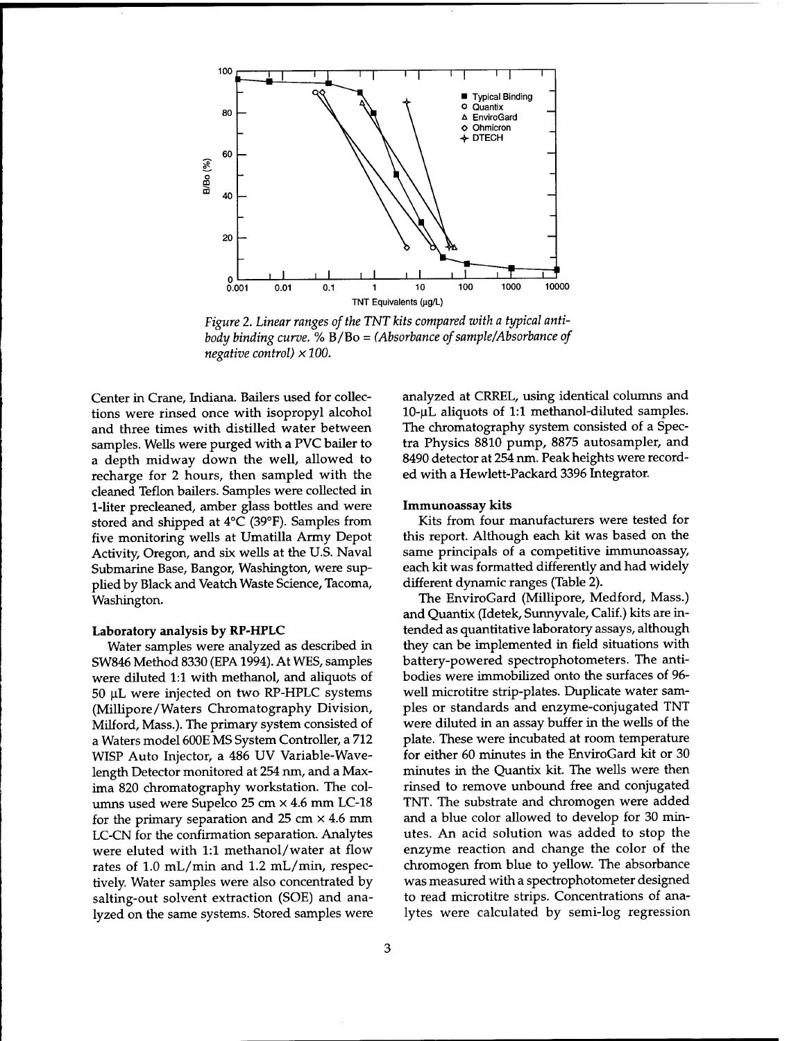*Figure 2. Linear ranges of the TNT kits compared with a typical antibody binding curve.* % B/Bo = *(Absorbance of sample/Absorbance of negative control)* × *100.*

Center in Crane, Indiana. Bailers used for collections were rinsed once with isopropyl alcohol and three times with distilled water between samples. Wells were purged with a PVC bailer to a depth midway down the well, allowed to recharge for 2 hours, then sampled with the cleaned Teflon bailers. Samples were collected in 1-liter precleaned, amber glass bottles and were stored and shipped at 4°C (39°F). Samples from five monitoring wells at Umatilla Army Depot Activity, Oregon, and six wells at the U.S. Naval Submarine Base, Bangor, Washington, were supplied by Black and Veatch Waste Science, Tacoma, Washington.

### Laboratory analysis by RP-HPLC

Water samples were analyzed as described in SW846 Method 8330 (EPA 1994). At WES, samples were diluted 1:1 with methanol, and aliquots of 50 µL were injected on two RP-HPLC systems (Millipore/Waters Chromatography Division, Milford, Mass.). The primary system consisted of a Waters model 600E MS System Controller, a 712 WISP Auto Injector, a 486 UV Variable-Wavelength Detector monitored at 254 nm, and a Maxima 820 chromatography workstation. The columns used were Supelco 25 cm × 4.6 mm LC-18 for the primary separation and 25 cm × 4.6 mm LC-CN for the confirmation separation. Analytes were eluted with 1:1 methanol/water at flow rates of 1.0 mL/min and 1.2 mL/min, respectively. Water samples were also concentrated by salting-out solvent extraction (SOE) and analyzed on the same systems. Stored samples were analyzed at CRREL, using identical columns and 10-µL aliquots of 1:1 methanol-diluted samples. The chromatography system consisted of a Spectra Physics 8810 pump, 8875 autosampler, and 8490 detector at 254 nm. Peak heights were recorded with a Hewlett-Packard 3396 Integrator.

### Immunoassay kits

Kits from four manufacturers were tested for this report. Although each kit was based on the same principals of a competitive immunoassay, each kit was formatted differently and had widely different dynamic ranges (Table 2).

The EnviroGard (Millipore, Medford, Mass.) and Quantix (Idetek, Sunnyvale, Calif.) kits are intended as quantitative laboratory assays, although they can be implemented in field situations with battery-powered spectrophotometers. The antibodies were immobilized onto the surfaces of 96-well microtitre strip-plates. Duplicate water samples or standards and enzyme-conjugated TNT were diluted in an assay buffer in the wells of the plate. These were incubated at room temperature for either 60 minutes in the EnviroGard kit or 30 minutes in the Quantix kit. The wells were then rinsed to remove unbound free and conjugated TNT. The substrate and chromogen were added and a blue color allowed to develop for 30 minutes. An acid solution was added to stop the enzyme reaction and change the color of the chromogen from blue to yellow. The absorbance was measured with a spectrophotometer designed to read microtitre strips. Concentrations of analytes were calculated by semi-log regression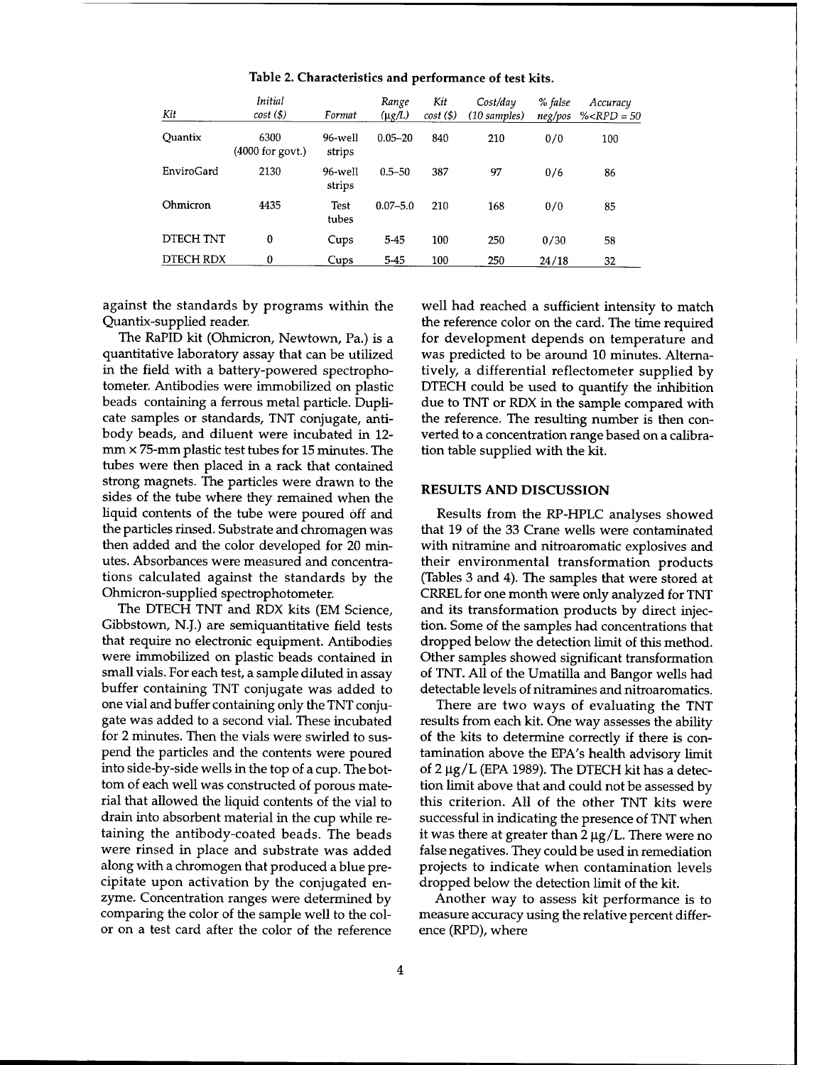Table 2. Characteristics and performance of test kits.

| Kit | Initial cost ($) | Format | Range (μg/L) | Kit cost ($) | Cost/day (10 samples) | % false neg/pos | Accuracy %<RPD = 50 |
|---|---|---|---|---|---|---|---|
| Quantix | 6300 (4000 for govt.) | 96-well strips | 0.05–20 | 840 | 210 | 0/0 | 100 |
| EnviroGard | 2130 | 96-well strips | 0.5–50 | 387 | 97 | 0/6 | 86 |
| Ohmicron | 4435 | Test tubes | 0.07–5.0 | 210 | 168 | 0/0 | 85 |
| DTECH TNT | 0 | Cups | 5-45 | 100 | 250 | 0/30 | 58 |
| DTECH RDX | 0 | Cups | 5-45 | 100 | 250 | 24/18 | 32 |

against the standards by programs within the Quantix-supplied reader.

The RaPID kit (Ohmicron, Newtown, Pa.) is a quantitative laboratory assay that can be utilized in the field with a battery-powered spectrophotometer. Antibodies were immobilized on plastic beads containing a ferrous metal particle. Duplicate samples or standards, TNT conjugate, antibody beads, and diluent were incubated in 12-mm × 75-mm plastic test tubes for 15 minutes. The tubes were then placed in a rack that contained strong magnets. The particles were drawn to the sides of the tube where they remained when the liquid contents of the tube were poured off and the particles rinsed. Substrate and chromagen was then added and the color developed for 20 minutes. Absorbances were measured and concentrations calculated against the standards by the Ohmicron-supplied spectrophotometer.

The DTECH TNT and RDX kits (EM Science, Gibbstown, N.J.) are semiquantitative field tests that require no electronic equipment. Antibodies were immobilized on plastic beads contained in small vials. For each test, a sample diluted in assay buffer containing TNT conjugate was added to one vial and buffer containing only the TNT conjugate was added to a second vial. These incubated for 2 minutes. Then the vials were swirled to suspend the particles and the contents were poured into side-by-side wells in the top of a cup. The bottom of each well was constructed of porous material that allowed the liquid contents of the vial to drain into absorbent material in the cup while retaining the antibody-coated beads. The beads were rinsed in place and substrate was added along with a chromogen that produced a blue precipitate upon activation by the conjugated enzyme. Concentration ranges were determined by comparing the color of the sample well to the color on a test card after the color of the reference well had reached a sufficient intensity to match the reference color on the card. The time required for development depends on temperature and was predicted to be around 10 minutes. Alternatively, a differential reflectometer supplied by DTECH could be used to quantify the inhibition due to TNT or RDX in the sample compared with the reference. The resulting number is then converted to a concentration range based on a calibration table supplied with the kit.

## RESULTS AND DISCUSSION

Results from the RP-HPLC analyses showed that 19 of the 33 Crane wells were contaminated with nitramine and nitroaromatic explosives and their environmental transformation products (Tables 3 and 4). The samples that were stored at CRREL for one month were only analyzed for TNT and its transformation products by direct injection. Some of the samples had concentrations that dropped below the detection limit of this method. Other samples showed significant transformation of TNT. All of the Umatilla and Bangor wells had detectable levels of nitramines and nitroaromatics.

There are two ways of evaluating the TNT results from each kit. One way assesses the ability of the kits to determine correctly if there is contamination above the EPA's health advisory limit of 2 μg/L (EPA 1989). The DTECH kit has a detection limit above that and could not be assessed by this criterion. All of the other TNT kits were successful in indicating the presence of TNT when it was there at greater than 2 μg/L. There were no false negatives. They could be used in remediation projects to indicate when contamination levels dropped below the detection limit of the kit.

Another way to assess kit performance is to measure accuracy using the relative percent difference (RPD), where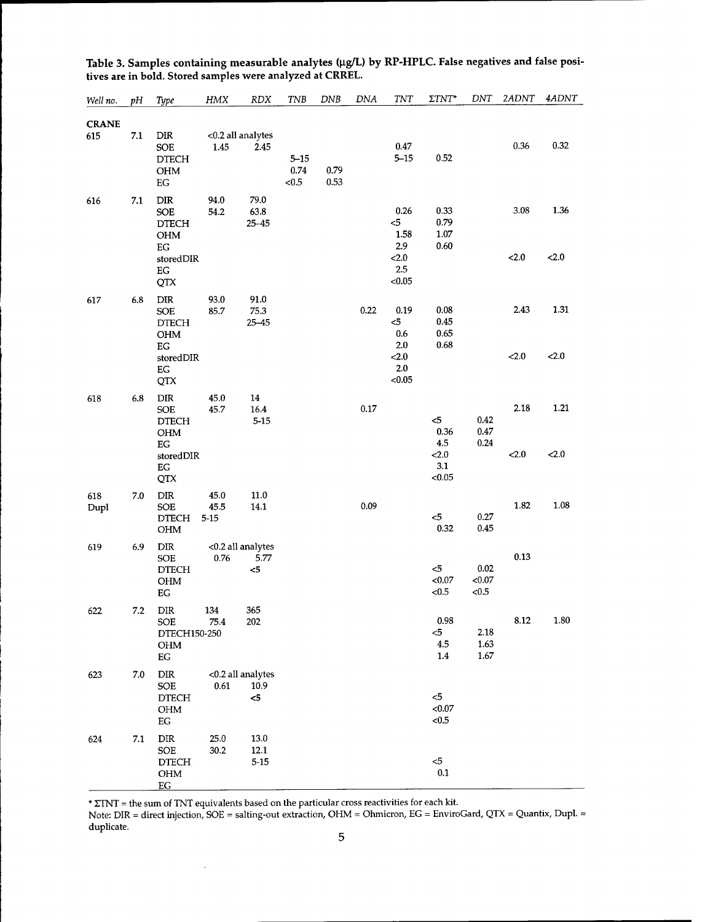**Table 3. Samples containing measurable analytes (µg/L) by RP-HPLC. False negatives and false positives are in bold. Stored samples were analyzed at CRREL.**

| Well no. | pH | Type | HMX | RDX | TNB | DNB | DNA | TNT | ΣTNT* | DNT | 2ADNT | 4ADNT |
|---|---|---|---|---|---|---|---|---|---|---|---|---|
| CRANE | | | | | | | | | | | | |
| 615 | 7.1 | DIR | <0.2 all analytes | | | | | | | | | |
| | | SOE | 1.45 | 2.45 | | | | 0.47 | | | 0.36 | 0.32 |
| | | DTECH | | | 5–15 | | | 5–15 | 0.52 | | | |
| | | OHM | | | 0.74 | 0.79 | | | | | | |
| | | EG | | | <0.5 | 0.53 | | | | | | |
| 616 | 7.1 | DIR | 94.0 | 79.0 | | | | | | | | |
| | | SOE | 54.2 | 63.8 | | | | 0.26 | 0.33 | | 3.08 | 1.36 |
| | | DTECH | | 25–45 | | | | <5 | 0.79 | | | |
| | | OHM | | | | | | 1.58 | 1.07 | | | |
| | | EG | | | | | | 2.9 | 0.60 | | | |
| | | storedDIR | | | | | | <2.0 | | | <2.0 | <2.0 |
| | | EG | | | | | | 2.5 | | | | |
| | | QTX | | | | | | <0.05 | | | | |
| 617 | 6.8 | DIR | 93.0 | 91.0 | | | | | | | | |
| | | SOE | 85.7 | 75.3 | | | 0.22 | 0.19 | 0.08 | | 2.43 | 1.31 |
| | | DTECH | | 25–45 | | | | <5 | 0.45 | | | |
| | | OHM | | | | | | 0.6 | 0.65 | | | |
| | | EG | | | | | | 2.0 | 0.68 | | | |
| | | storedDIR | | | | | | <2.0 | | | <2.0 | <2.0 |
| | | EG | | | | | | 2.0 | | | | |
| | | QTX | | | | | | <0.05 | | | | |
| 618 | 6.8 | DIR | 45.0 | 14 | | | | | | | | |
| | | SOE | 45.7 | 16.4 | | | 0.17 | | | | 2.18 | 1.21 |
| | | DTECH | | 5-15 | | | | | <5 | 0.42 | | |
| | | OHM | | | | | | | 0.36 | 0.47 | | |
| | | EG | | | | | | | 4.5 | 0.24 | | |
| | | storedDIR | | | | | | | <2.0 | | <2.0 | <2.0 |
| | | EG | | | | | | | 3.1 | | | |
| | | QTX | | | | | | | <0.05 | | | |
| 618 Dupl | 7.0 | DIR | 45.0 | 11.0 | | | | | | | | |
| | | SOE | 45.5 | 14.1 | | | 0.09 | | | | 1.82 | 1.08 |
| | | DTECH | 5-15 | | | | | | <5 | 0.27 | | |
| | | OHM | | | | | | | 0.32 | 0.45 | | |
| 619 | 6.9 | DIR | <0.2 all analytes | | | | | | | | | |
| | | SOE | 0.76 | 5.77 | | | | | | | 0.13 | |
| | | DTECH | | <5 | | | | | <5 | 0.02 | | |
| | | OHM | | | | | | | <0.07 | <0.07 | | |
| | | EG | | | | | | | <0.5 | <0.5 | | |
| 622 | 7.2 | DIR | 134 | 365 | | | | | | | | |
| | | SOE | 75.4 | 202 | | | | | 0.98 | | 8.12 | 1.80 |
| | | DTECH | 150-250 | | | | | | <5 | 2.18 | | |
| | | OHM | | | | | | | 4.5 | 1.63 | | |
| | | EG | | | | | | | 1.4 | 1.67 | | |
| 623 | 7.0 | DIR | <0.2 all analytes | | | | | | | | | |
| | | SOE | 0.61 | 10.9 | | | | | | | | |
| | | DTECH | | <5 | | | | | <5 | | | |
| | | OHM | | | | | | | <0.07 | | | |
| | | EG | | | | | | | <0.5 | | | |
| 624 | 7.1 | DIR | 25.0 | 13.0 | | | | | | | | |
| | | SOE | 30.2 | 12.1 | | | | | | | | |
| | | DTECH | | 5-15 | | | | | <5 | | | |
| | | OHM | | | | | | | 0.1 | | | |
| | | EG | | | | | | | | | | |

* ΣTNT = the sum of TNT equivalents based on the particular cross reactivities for each kit.

Note: DIR = direct injection, SOE = salting-out extraction, OHM = Ohmicron, EG = EnviroGard, QTX = Quantix, Dupl. = duplicate.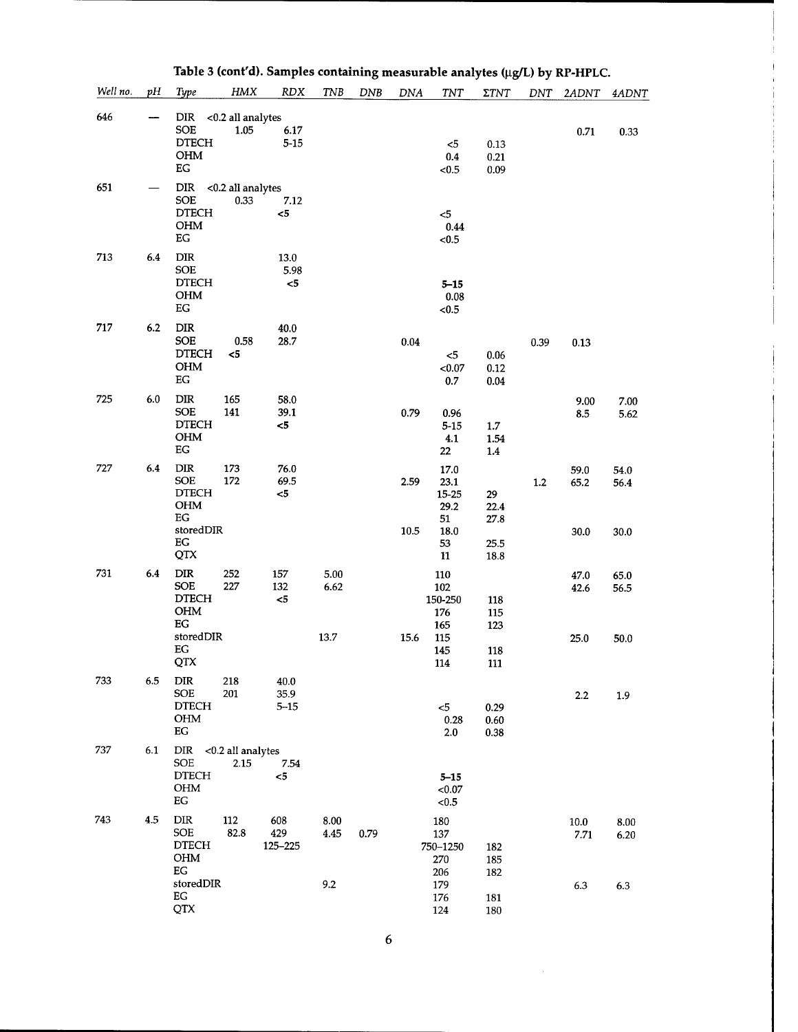**Table 3 (cont'd). Samples containing measurable analytes (μg/L) by RP-HPLC.**

| Well no. | pH | Type | HMX | RDX | TNB | DNB | DNA | TNT | ΣTNT | DNT | 2ADNT | 4ADNT |
|---|---|---|---|---|---|---|---|---|---|---|---|---|
| 646 | — | DIR | <0.2 all analytes | | | | | | | | | |
| | | SOE | 1.05 | 6.17 | | | | | | | 0.71 | 0.33 |
| | | DTECH | | 5-15 | | | | <5 | 0.13 | | | |
| | | OHM | | | | | | 0.4 | 0.21 | | | |
| | | EG | | | | | | <0.5 | 0.09 | | | |
| 651 | — | DIR | <0.2 all analytes | | | | | | | | | |
| | | SOE | 0.33 | 7.12 | | | | | | | | |
| | | DTECH | | <5 | | | | <5 | | | | |
| | | OHM | | | | | | 0.44 | | | | |
| | | EG | | | | | | <0.5 | | | | |
| 713 | 6.4 | DIR | | 13.0 | | | | | | | | |
| | | SOE | | 5.98 | | | | | | | | |
| | | DTECH | | <5 | | | | 5–15 | | | | |
| | | OHM | | | | | | 0.08 | | | | |
| | | EG | | | | | | <0.5 | | | | |
| 717 | 6.2 | DIR | | 40.0 | | | | | | | | |
| | | SOE | 0.58 | 28.7 | | | 0.04 | | | 0.39 | 0.13 | |
| | | DTECH | <5 | | | | | <5 | 0.06 | | | |
| | | OHM | | | | | | <0.07 | 0.12 | | | |
| | | EG | | | | | | 0.7 | 0.04 | | | |
| 725 | 6.0 | DIR | 165 | 58.0 | | | | | | | 9.00 | 7.00 |
| | | SOE | 141 | 39.1 | | | 0.79 | 0.96 | | | 8.5 | 5.62 |
| | | DTECH | | <5 | | | | 5-15 | 1.7 | | | |
| | | OHM | | | | | | 4.1 | 1.54 | | | |
| | | EG | | | | | | 22 | 1.4 | | | |
| 727 | 6.4 | DIR | 173 | 76.0 | | | | 17.0 | | | 59.0 | 54.0 |
| | | SOE | 172 | 69.5 | | | 2.59 | 23.1 | | 1.2 | 65.2 | 56.4 |
| | | DTECH | | <5 | | | | 15-25 | 29 | | | |
| | | OHM | | | | | | 29.2 | 22.4 | | | |
| | | EG | | | | | | 51 | 27.8 | | | |
| | | storedDIR | | | | | 10.5 | 18.0 | | | 30.0 | 30.0 |
| | | EG | | | | | | 53 | 25.5 | | | |
| | | QTX | | | | | | 11 | 18.8 | | | |
| 731 | 6.4 | DIR | 252 | 157 | 5.00 | | | 110 | | | 47.0 | 65.0 |
| | | SOE | 227 | 132 | 6.62 | | | 102 | | | 42.6 | 56.5 |
| | | DTECH | | <5 | | | | 150-250 | 118 | | | |
| | | OHM | | | | | | 176 | 115 | | | |
| | | EG | | | | | | 165 | 123 | | | |
| | | storedDIR | | | 13.7 | | 15.6 | 115 | | | 25.0 | 50.0 |
| | | EG | | | | | | 145 | 118 | | | |
| | | QTX | | | | | | 114 | 111 | | | |
| 733 | 6.5 | DIR | 218 | 40.0 | | | | | | | | |
| | | SOE | 201 | 35.9 | | | | | | | 2.2 | 1.9 |
| | | DTECH | | 5-15 | | | | <5 | 0.29 | | | |
| | | OHM | | | | | | 0.28 | 0.60 | | | |
| | | EG | | | | | | 2.0 | 0.38 | | | |
| 737 | 6.1 | DIR | <0.2 all analytes | | | | | | | | | |
| | | SOE | 2.15 | 7.54 | | | | | | | | |
| | | DTECH | | <5 | | | | 5–15 | | | | |
| | | OHM | | | | | | <0.07 | | | | |
| | | EG | | | | | | <0.5 | | | | |
| 743 | 4.5 | DIR | 112 | 608 | 8.00 | | | 180 | | | 10.0 | 8.00 |
| | | SOE | 82.8 | 429 | 4.45 | 0.79 | | 137 | | | 7.71 | 6.20 |
| | | DTECH | | 125–225 | | | | 750–1250 | 182 | | | |
| | | OHM | | | | | | 270 | 185 | | | |
| | | EG | | | | | | 206 | 182 | | | |
| | | storedDIR | | | 9.2 | | | 179 | | | 6.3 | 6.3 |
| | | EG | | | | | | 176 | 181 | | | |
| | | QTX | | | | | | 124 | 180 | | | |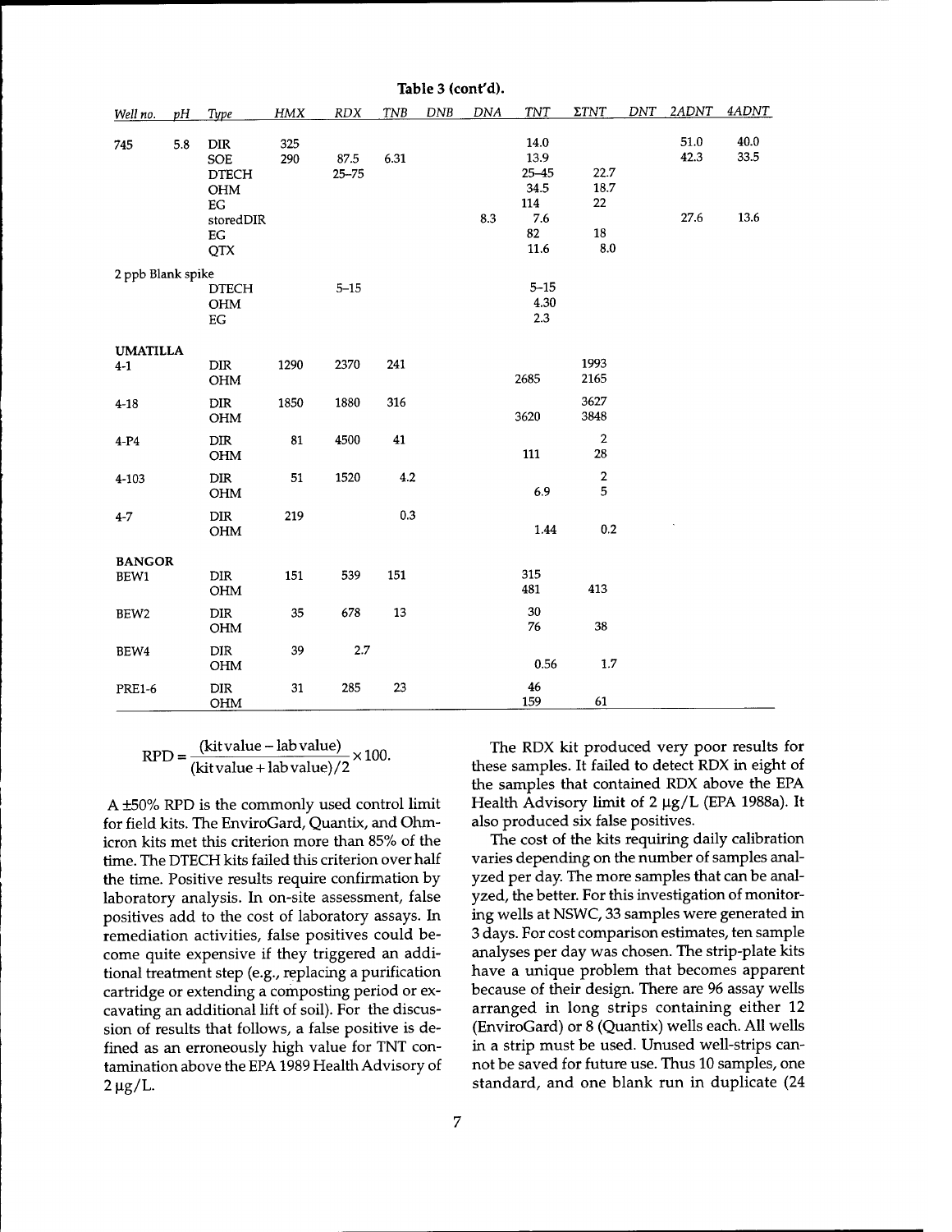**Table 3 (cont'd).**

| *Well no.* | *pH* | *Type* | *HMX* | *RDX* | *TNB* | *DNB* | *DNA* | *TNT* | *ΣTNT* | *DNT* | *2ADNT* | *4ADNT* |
|---|---|---|---|---|---|---|---|---|---|---|---|---|
| 745 | 5.8 | DIR | 325 | | | | | 14.0 | | | 51.0 | 40.0 |
| | | SOE | 290 | 87.5 | 6.31 | | | 13.9 | | | 42.3 | 33.5 |
| | | DTECH | | 25–75 | | | | 25–45 | 22.7 | | | |
| | | OHM | | | | | | 34.5 | 18.7 | | | |
| | | EG | | | | | | 114 | 22 | | | |
| | | storedDIR | | | | | 8.3 | 7.6 | | | 27.6 | 13.6 |
| | | EG | | | | | | 82 | 18 | | | |
| | | QTX | | | | | | 11.6 | 8.0 | | | |
| 2 ppb Blank spike | | | | | | | | | | | | |
| | | DTECH | | 5–15 | | | | 5–15 | | | | |
| | | OHM | | | | | | 4.30 | | | | |
| | | EG | | | | | | 2.3 | | | | |
| **UMATILLA** | | | | | | | | | | | | |
| 4-1 | | DIR | 1290 | 2370 | 241 | | | | 1993 | | | |
| | | OHM | | | | | | 2685 | 2165 | | | |
| 4-18 | | DIR | 1850 | 1880 | 316 | | | | 3627 | | | |
| | | OHM | | | | | | 3620 | 3848 | | | |
| 4-P4 | | DIR | 81 | 4500 | 41 | | | | 2 | | | |
| | | OHM | | | | | | 111 | 28 | | | |
| 4-103 | | DIR | 51 | 1520 | 4.2 | | | | 2 | | | |
| | | OHM | | | | | | 6.9 | 5 | | | |
| 4-7 | | DIR | 219 | | 0.3 | | | | | | | |
| | | OHM | | | | | | 1.44 | 0.2 | | | |
| **BANGOR** | | | | | | | | | | | | |
| BEW1 | | DIR | 151 | 539 | 151 | | | 315 | | | | |
| | | OHM | | | | | | 481 | 413 | | | |
| BEW2 | | DIR | 35 | 678 | 13 | | | 30 | | | | |
| | | OHM | | | | | | 76 | 38 | | | |
| BEW4 | | DIR | 39 | 2.7 | | | | | | | | |
| | | OHM | | | | | | 0.56 | 1.7 | | | |
| PRE1-6 | | DIR | 31 | 285 | 23 | | | 46 | | | | |
| | | OHM | | | | | | 159 | 61 | | | |

$$\text{RPD} = \frac{(\text{kit value} - \text{lab value})}{(\text{kit value} + \text{lab value})/2} \times 100.$$

A ±50% RPD is the commonly used control limit for field kits. The EnviroGard, Quantix, and Ohmicron kits met this criterion more than 85% of the time. The DTECH kits failed this criterion over half the time. Positive results require confirmation by laboratory analysis. In on-site assessment, false positives add to the cost of laboratory assays. In remediation activities, false positives could become quite expensive if they triggered an additional treatment step (e.g., replacing a purification cartridge or extending a composting period or excavating an additional lift of soil). For the discussion of results that follows, a false positive is defined as an erroneously high value for TNT contamination above the EPA 1989 Health Advisory of 2 µg/L.

The RDX kit produced very poor results for these samples. It failed to detect RDX in eight of the samples that contained RDX above the EPA Health Advisory limit of 2 µg/L (EPA 1988a). It also produced six false positives.

The cost of the kits requiring daily calibration varies depending on the number of samples analyzed per day. The more samples that can be analyzed, the better. For this investigation of monitoring wells at NSWC, 33 samples were generated in 3 days. For cost comparison estimates, ten sample analyses per day was chosen. The strip-plate kits have a unique problem that becomes apparent because of their design. There are 96 assay wells arranged in long strips containing either 12 (EnviroGard) or 8 (Quantix) wells each. All wells in a strip must be used. Unused well-strips cannot be saved for future use. Thus 10 samples, one standard, and one blank run in duplicate (24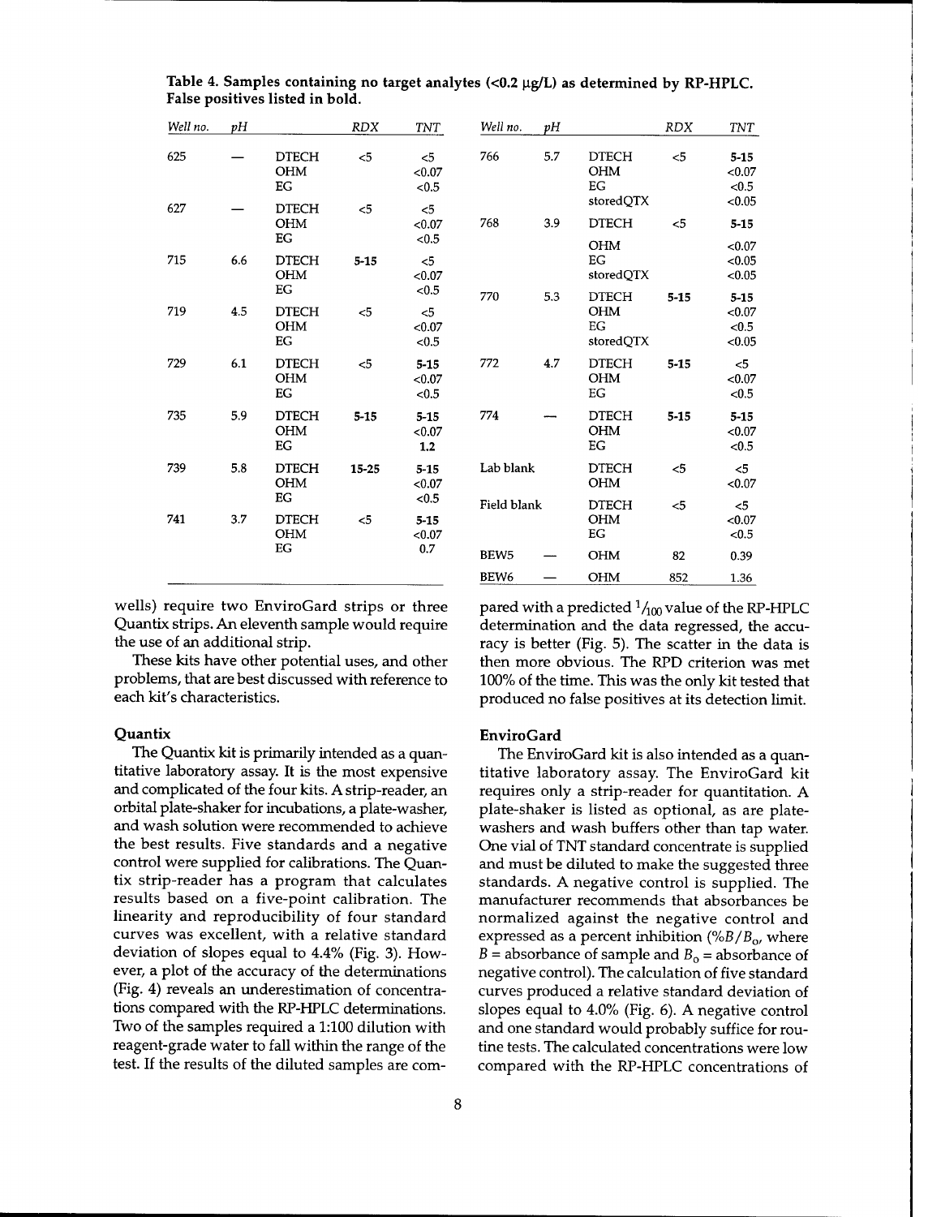**Table 4. Samples containing no target analytes (<0.2 μg/L) as determined by RP-HPLC. False positives listed in bold.**

| Well no. | pH | | RDX | TNT |
|---|---|---|---|---|
| 625 | — | DTECH | <5 | <5 |
| | | OHM | | <0.07 |
| | | EG | | <0.5 |
| 627 | — | DTECH | <5 | <5 |
| | | OHM | | <0.07 |
| | | EG | | <0.5 |
| 715 | 6.6 | DTECH | **5-15** | <5 |
| | | OHM | | <0.07 |
| | | EG | | <0.5 |
| 719 | 4.5 | DTECH | <5 | <5 |
| | | OHM | | <0.07 |
| | | EG | | <0.5 |
| 729 | 6.1 | DTECH | <5 | **5-15** |
| | | OHM | | <0.07 |
| | | EG | | <0.5 |
| 735 | 5.9 | DTECH | **5-15** | **5-15** |
| | | OHM | | <0.07 |
| | | EG | | **1.2** |
| 739 | 5.8 | DTECH | **15-25** | **5-15** |
| | | OHM | | <0.07 |
| | | EG | | <0.5 |
| 741 | 3.7 | DTECH | <5 | **5-15** |
| | | OHM | | <0.07 |
| | | EG | | **0.7** |
| 766 | 5.7 | DTECH | <5 | **5-15** |
| | | OHM | | <0.07 |
| | | EG | | <0.5 |
| | | storedQTX | | <0.05 |
| 768 | 3.9 | DTECH | <5 | **5-15** |
| | | OHM | | <0.07 |
| | | EG | | <0.05 |
| | | storedQTX | | <0.05 |
| 770 | 5.3 | DTECH | **5-15** | **5-15** |
| | | OHM | | <0.07 |
| | | EG | | <0.5 |
| | | storedQTX | | <0.05 |
| 772 | 4.7 | DTECH | **5-15** | <5 |
| | | OHM | | <0.07 |
| | | EG | | <0.5 |
| 774 | — | DTECH | **5-15** | **5-15** |
| | | OHM | | <0.07 |
| | | EG | | <0.5 |
| Lab blank | | DTECH | <5 | <5 |
| | | OHM | | <0.07 |
| Field blank | | DTECH | <5 | <5 |
| | | OHM | | <0.07 |
| | | EG | | <0.5 |
| BEW5 | — | OHM | 82 | 0.39 |
| BEW6 | — | OHM | 852 | 1.36 |

wells) require two EnviroGard strips or three Quantix strips. An eleventh sample would require the use of an additional strip.

These kits have other potential uses, and other problems, that are best discussed with reference to each kit's characteristics.

### Quantix

The Quantix kit is primarily intended as a quantitative laboratory assay. It is the most expensive and complicated of the four kits. A strip-reader, an orbital plate-shaker for incubations, a plate-washer, and wash solution were recommended to achieve the best results. Five standards and a negative control were supplied for calibrations. The Quantix strip-reader has a program that calculates results based on a five-point calibration. The linearity and reproducibility of four standard curves was excellent, with a relative standard deviation of slopes equal to 4.4% (Fig. 3). However, a plot of the accuracy of the determinations (Fig. 4) reveals an underestimation of concentrations compared with the RP-HPLC determinations. Two of the samples required a 1:100 dilution with reagent-grade water to fall within the range of the test. If the results of the diluted samples are compared with a predicted $^1/_{100}$ value of the RP-HPLC determination and the data regressed, the accuracy is better (Fig. 5). The scatter in the data is then more obvious. The RPD criterion was met 100% of the time. This was the only kit tested that produced no false positives at its detection limit.

### EnviroGard

The EnviroGard kit is also intended as a quantitative laboratory assay. The EnviroGard kit requires only a strip-reader for quantitation. A plate-shaker is listed as optional, as are plate-washers and wash buffers other than tap water. One vial of TNT standard concentrate is supplied and must be diluted to make the suggested three standards. A negative control is supplied. The manufacturer recommends that absorbances be normalized against the negative control and expressed as a percent inhibition ($\%B/B_o$, where $B$ = absorbance of sample and $B_o$ = absorbance of negative control). The calculation of five standard curves produced a relative standard deviation of slopes equal to 4.0% (Fig. 6). A negative control and one standard would probably suffice for routine tests. The calculated concentrations were low compared with the RP-HPLC concentrations of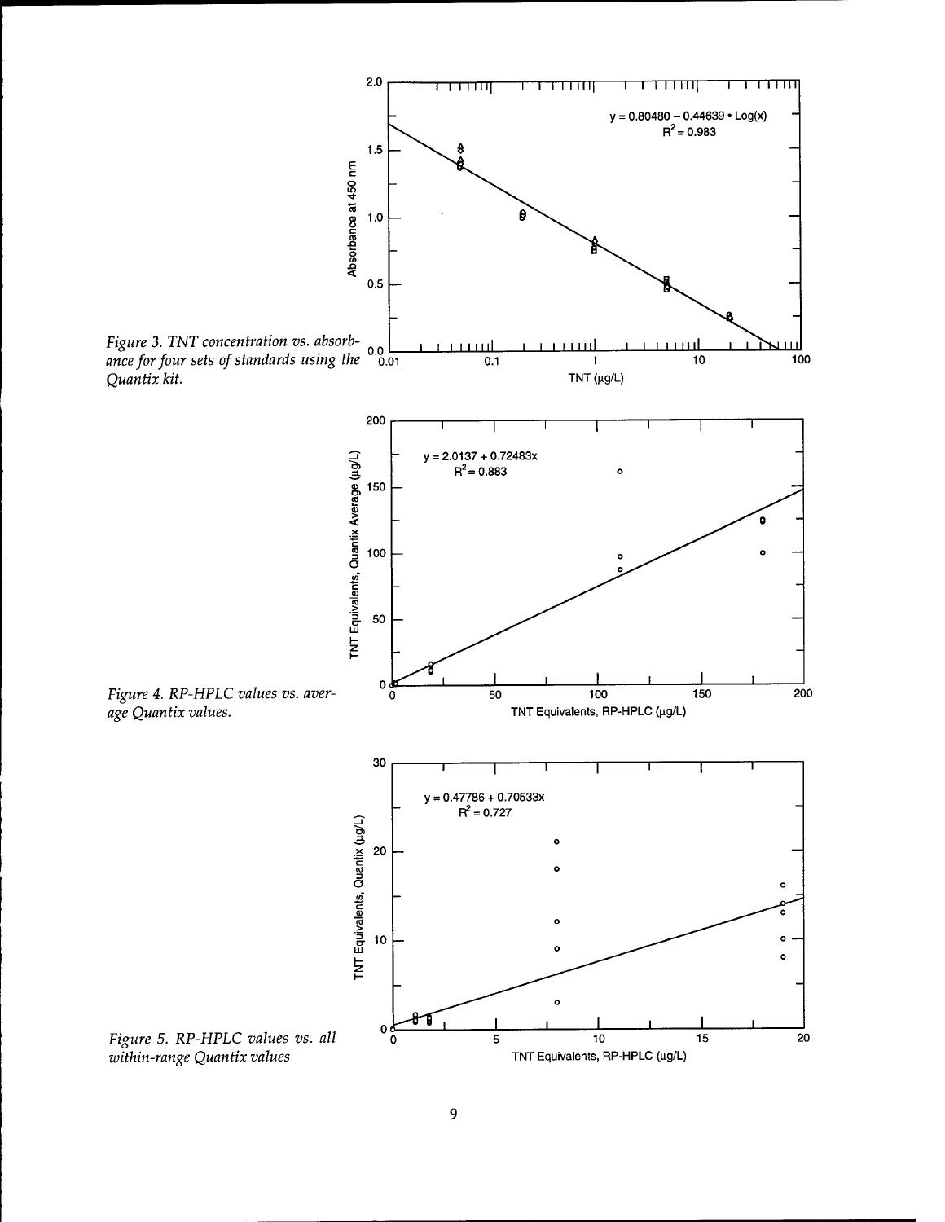*Figure 3. TNT concentration vs. absorbance for four sets of standards using the Quantix kit.*

*Figure 4. RP-HPLC values vs. average Quantix values.*

*Figure 5. RP-HPLC values vs. all within-range Quantix values*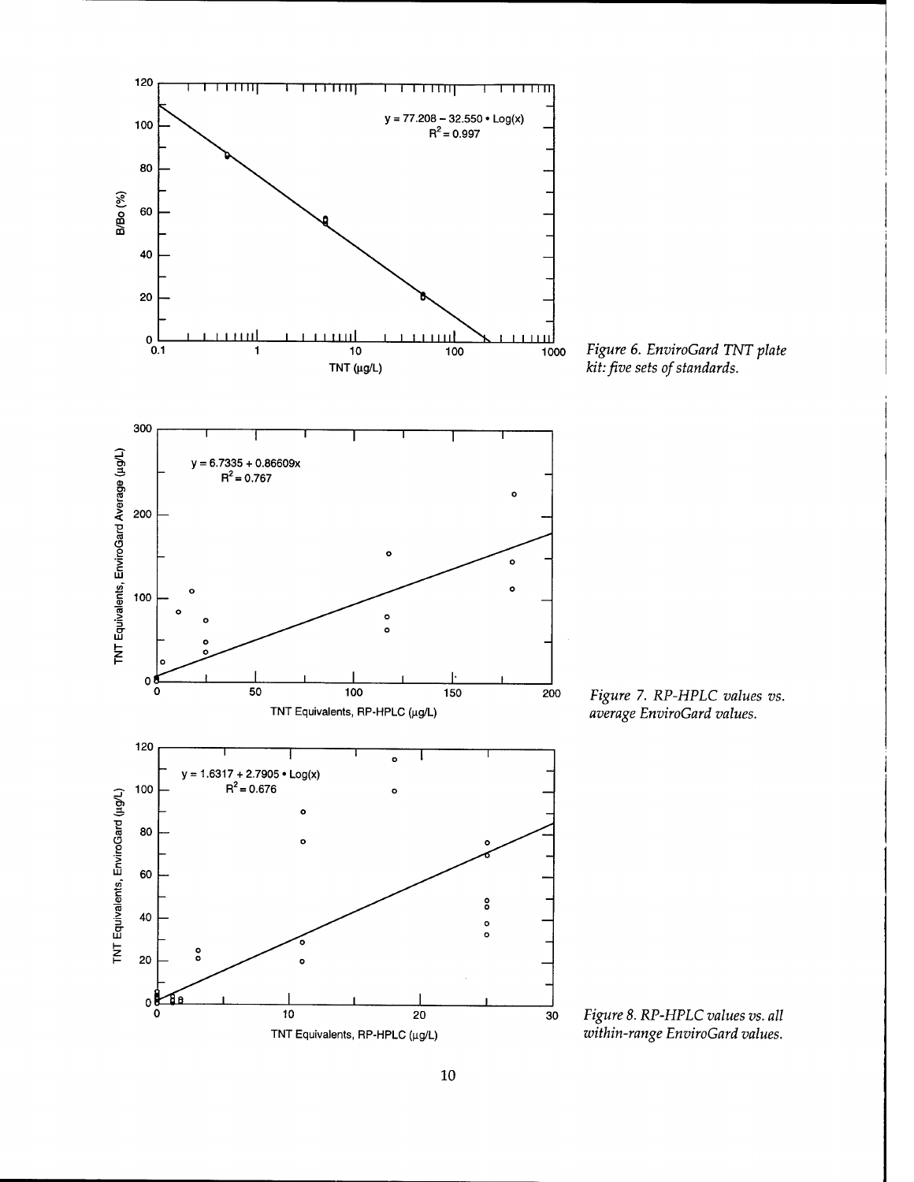Figure 6. EnviroGard TNT plate kit: five sets of standards.

Figure 7. RP-HPLC values vs. average EnviroGard values.

Figure 8. RP-HPLC values vs. all within-range EnviroGard values.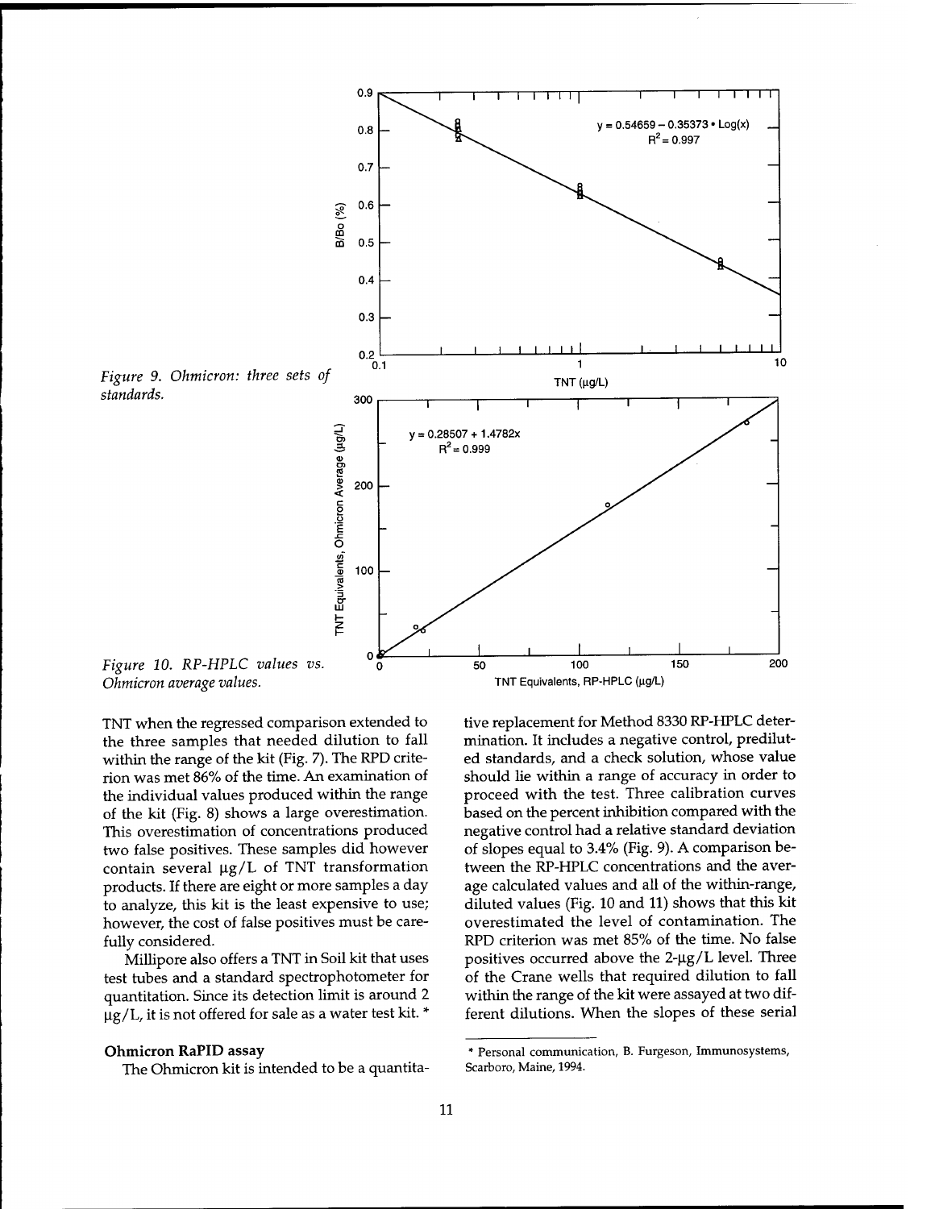Figure 9. Ohmicron: three sets of standards.

Figure 10. RP-HPLC values vs. Ohmicron average values.

TNT when the regressed comparison extended to the three samples that needed dilution to fall within the range of the kit (Fig. 7). The RPD criterion was met 86% of the time. An examination of the individual values produced within the range of the kit (Fig. 8) shows a large overestimation. This overestimation of concentrations produced two false positives. These samples did however contain several μg/L of TNT transformation products. If there are eight or more samples a day to analyze, this kit is the least expensive to use; however, the cost of false positives must be carefully considered.

Millipore also offers a TNT in Soil kit that uses test tubes and a standard spectrophotometer for quantitation. Since its detection limit is around 2 μg/L, it is not offered for sale as a water test kit. *

### Ohmicron RaPID assay

The Ohmicron kit is intended to be a quantitative replacement for Method 8330 RP-HPLC determination. It includes a negative control, prediluted standards, and a check solution, whose value should lie within a range of accuracy in order to proceed with the test. Three calibration curves based on the percent inhibition compared with the negative control had a relative standard deviation of slopes equal to 3.4% (Fig. 9). A comparison between the RP-HPLC concentrations and the average calculated values and all of the within-range, diluted values (Fig. 10 and 11) shows that this kit overestimated the level of contamination. The RPD criterion was met 85% of the time. No false positives occurred above the 2-μg/L level. Three of the Crane wells that required dilution to fall within the range of the kit were assayed at two different dilutions. When the slopes of these serial

---

* Personal communication, B. Furgeson, Immunosystems, Scarboro, Maine, 1994.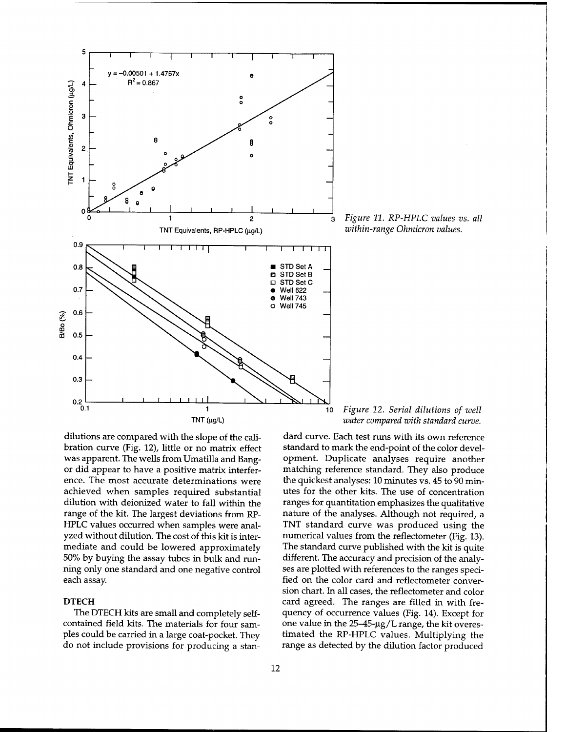Figure 11. RP-HPLC values vs. all within-range Ohmicron values.

Figure 12. Serial dilutions of well water compared with standard curve.

dilutions are compared with the slope of the calibration curve (Fig. 12), little or no matrix effect was apparent. The wells from Umatilla and Bangor did appear to have a positive matrix interference. The most accurate determinations were achieved when samples required substantial dilution with deionized water to fall within the range of the kit. The largest deviations from RP-HPLC values occurred when samples were analyzed without dilution. The cost of this kit is intermediate and could be lowered approximately 50% by buying the assay tubes in bulk and running only one standard and one negative control each assay.

### DTECH

The DTECH kits are small and completely self-contained field kits. The materials for four samples could be carried in a large coat-pocket. They do not include provisions for producing a standard curve. Each test runs with its own reference standard to mark the end-point of the color development. Duplicate analyses require another matching reference standard. They also produce the quickest analyses: 10 minutes vs. 45 to 90 minutes for the other kits. The use of concentration ranges for quantitation emphasizes the qualitative nature of the analyses. Although not required, a TNT standard curve was produced using the numerical values from the reflectometer (Fig. 13). The standard curve published with the kit is quite different. The accuracy and precision of the analyses are plotted with references to the ranges specified on the color card and reflectometer conversion chart. In all cases, the reflectometer and color card agreed. The ranges are filled in with frequency of occurrence values (Fig. 14). Except for one value in the 25–45-µg/L range, the kit overestimated the RP-HPLC values. Multiplying the range as detected by the dilution factor produced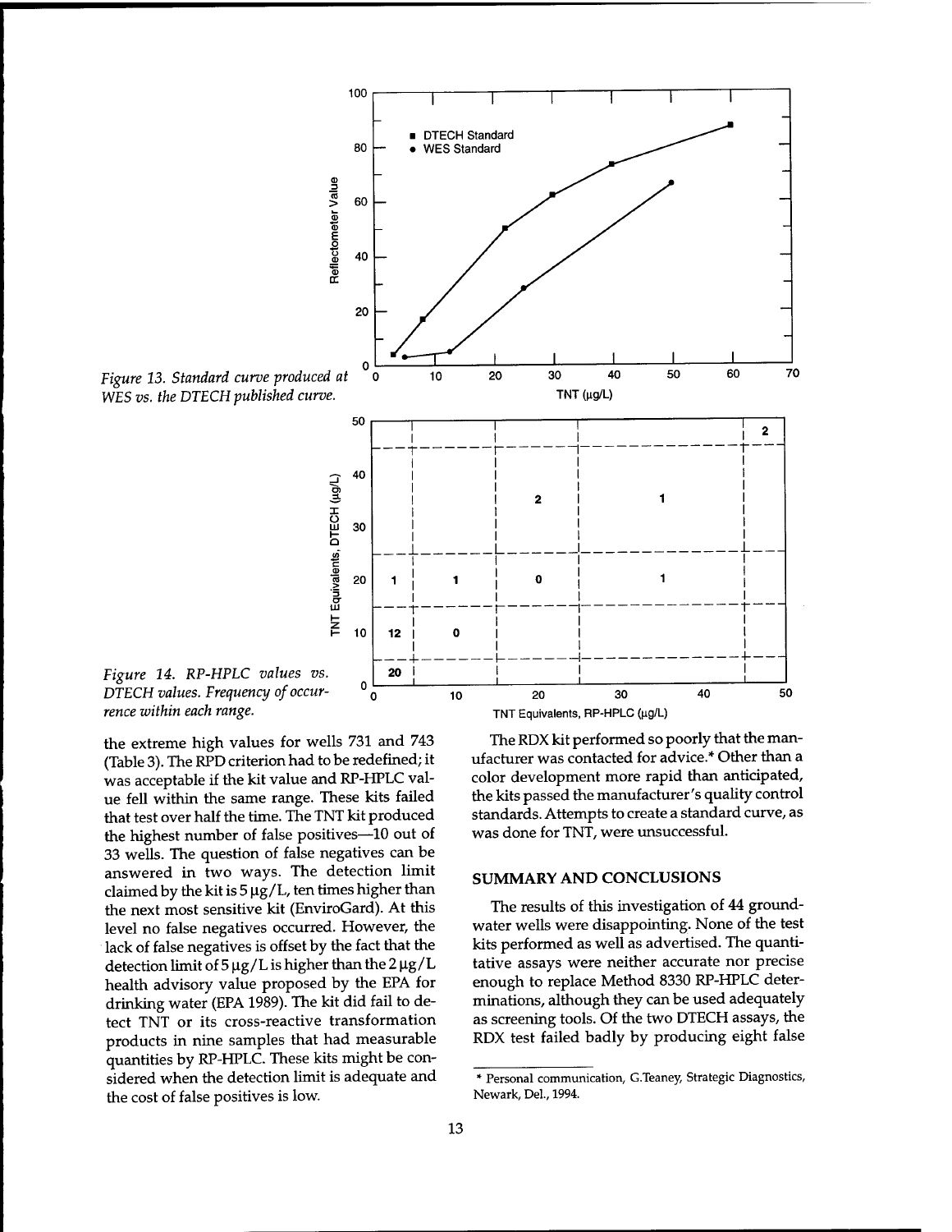Figure 13. Standard curve produced at WES vs. the DTECH published curve.

Figure 14. RP-HPLC values vs. DTECH values. Frequency of occurrence within each range.

the extreme high values for wells 731 and 743 (Table 3). The RPD criterion had to be redefined; it was acceptable if the kit value and RP-HPLC value fell within the same range. These kits failed that test over half the time. The TNT kit produced the highest number of false positives—10 out of 33 wells. The question of false negatives can be answered in two ways. The detection limit claimed by the kit is 5 µg/L, ten times higher than the next most sensitive kit (EnviroGard). At this level no false negatives occurred. However, the lack of false negatives is offset by the fact that the detection limit of 5 µg/L is higher than the 2 µg/L health advisory value proposed by the EPA for drinking water (EPA 1989). The kit did fail to detect TNT or its cross-reactive transformation products in nine samples that had measurable quantities by RP-HPLC. These kits might be considered when the detection limit is adequate and the cost of false positives is low.

The RDX kit performed so poorly that the manufacturer was contacted for advice.* Other than a color development more rapid than anticipated, the kits passed the manufacturer's quality control standards. Attempts to create a standard curve, as was done for TNT, were unsuccessful.

## SUMMARY AND CONCLUSIONS

The results of this investigation of 44 groundwater wells were disappointing. None of the test kits performed as well as advertised. The quantitative assays were neither accurate nor precise enough to replace Method 8330 RP-HPLC determinations, although they can be used adequately as screening tools. Of the two DTECH assays, the RDX test failed badly by producing eight false

* Personal communication, G.Teaney, Strategic Diagnostics, Newark, Del., 1994.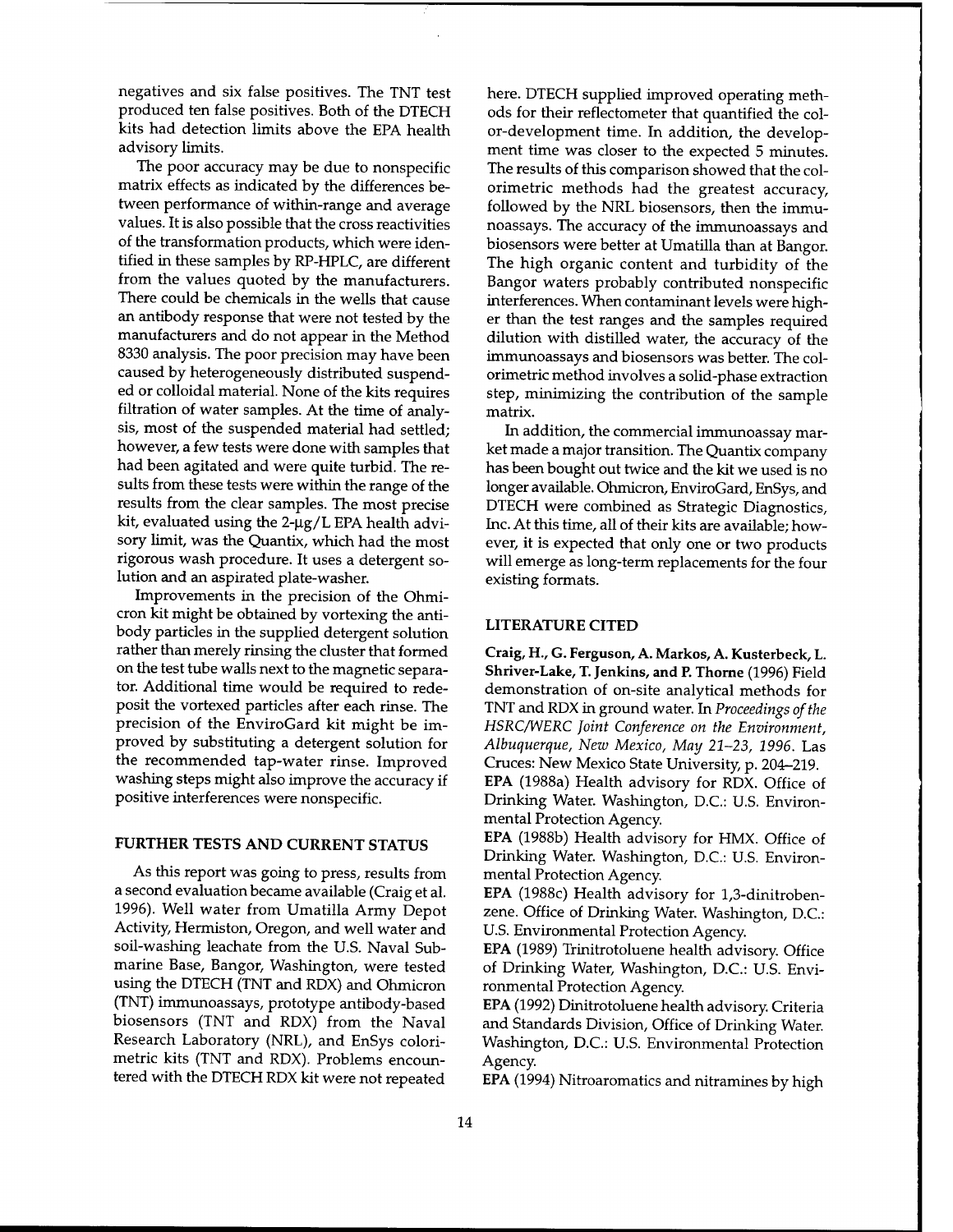negatives and six false positives. The TNT test produced ten false positives. Both of the DTECH kits had detection limits above the EPA health advisory limits.

The poor accuracy may be due to nonspecific matrix effects as indicated by the differences between performance of within-range and average values. It is also possible that the cross reactivities of the transformation products, which were identified in these samples by RP-HPLC, are different from the values quoted by the manufacturers. There could be chemicals in the wells that cause an antibody response that were not tested by the manufacturers and do not appear in the Method 8330 analysis. The poor precision may have been caused by heterogeneously distributed suspended or colloidal material. None of the kits requires filtration of water samples. At the time of analysis, most of the suspended material had settled; however, a few tests were done with samples that had been agitated and were quite turbid. The results from these tests were within the range of the results from the clear samples. The most precise kit, evaluated using the 2-μg/L EPA health advisory limit, was the Quantix, which had the most rigorous wash procedure. It uses a detergent solution and an aspirated plate-washer.

Improvements in the precision of the Ohmicron kit might be obtained by vortexing the antibody particles in the supplied detergent solution rather than merely rinsing the cluster that formed on the test tube walls next to the magnetic separator. Additional time would be required to redeposit the vortexed particles after each rinse. The precision of the EnviroGard kit might be improved by substituting a detergent solution for the recommended tap-water rinse. Improved washing steps might also improve the accuracy if positive interferences were nonspecific.

## FURTHER TESTS AND CURRENT STATUS

As this report was going to press, results from a second evaluation became available (Craig et al. 1996). Well water from Umatilla Army Depot Activity, Hermiston, Oregon, and well water and soil-washing leachate from the U.S. Naval Submarine Base, Bangor, Washington, were tested using the DTECH (TNT and RDX) and Ohmicron (TNT) immunoassays, prototype antibody-based biosensors (TNT and RDX) from the Naval Research Laboratory (NRL), and EnSys colorimetric kits (TNT and RDX). Problems encountered with the DTECH RDX kit were not repeated here. DTECH supplied improved operating methods for their reflectometer that quantified the color-development time. In addition, the development time was closer to the expected 5 minutes. The results of this comparison showed that the colorimetric methods had the greatest accuracy, followed by the NRL biosensors, then the immunoassays. The accuracy of the immunoassays and biosensors were better at Umatilla than at Bangor. The high organic content and turbidity of the Bangor waters probably contributed nonspecific interferences. When contaminant levels were higher than the test ranges and the samples required dilution with distilled water, the accuracy of the immunoassays and biosensors was better. The colorimetric method involves a solid-phase extraction step, minimizing the contribution of the sample matrix.

In addition, the commercial immunoassay market made a major transition. The Quantix company has been bought out twice and the kit we used is no longer available. Ohmicron, EnviroGard, EnSys, and DTECH were combined as Strategic Diagnostics, Inc. At this time, all of their kits are available; however, it is expected that only one or two products will emerge as long-term replacements for the four existing formats.

## LITERATURE CITED

**Craig, H., G. Ferguson, A. Markos, A. Kusterbeck, L. Shriver-Lake, T. Jenkins, and P. Thorne** (1996) Field demonstration of on-site analytical methods for TNT and RDX in ground water. In *Proceedings of the HSRC/WERC Joint Conference on the Environment, Albuquerque, New Mexico, May 21–23, 1996*. Las Cruces: New Mexico State University, p. 204–219.

**EPA** (1988a) Health advisory for RDX. Office of Drinking Water. Washington, D.C.: U.S. Environmental Protection Agency.

**EPA** (1988b) Health advisory for HMX. Office of Drinking Water. Washington, D.C.: U.S. Environmental Protection Agency.

**EPA** (1988c) Health advisory for 1,3-dinitrobenzene. Office of Drinking Water. Washington, D.C.: U.S. Environmental Protection Agency.

**EPA** (1989) Trinitrotoluene health advisory. Office of Drinking Water, Washington, D.C.: U.S. Environmental Protection Agency.

**EPA** (1992) Dinitrotoluene health advisory. Criteria and Standards Division, Office of Drinking Water. Washington, D.C.: U.S. Environmental Protection Agency.

**EPA** (1994) Nitroaromatics and nitramines by high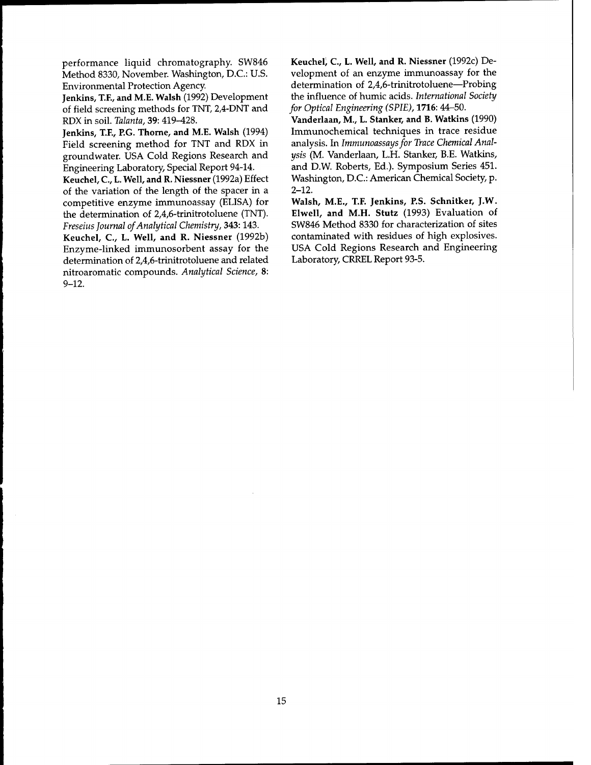performance liquid chromatography. SW846 Method 8330, November. Washington, D.C.: U.S. Environmental Protection Agency.

**Jenkins, T.F., and M.E. Walsh** (1992) Development of field screening methods for TNT, 2,4-DNT and RDX in soil. *Talanta*, **39**: 419–428.

**Jenkins, T.F., P.G. Thorne, and M.E. Walsh** (1994) Field screening method for TNT and RDX in groundwater. USA Cold Regions Research and Engineering Laboratory, Special Report 94-14.

**Keuchel, C., L. Well, and R. Niessner** (1992a) Effect of the variation of the length of the spacer in a competitive enzyme immunoassay (ELISA) for the determination of 2,4,6-trinitrotoluene (TNT). *Freseius Journal of Analytical Chemistry*, **343**: 143.

**Keuchel, C., L. Well, and R. Niessner** (1992b) Enzyme-linked immunosorbent assay for the determination of 2,4,6-trinitrotoluene and related nitroaromatic compounds. *Analytical Science*, **8**: 9–12.

**Keuchel, C., L. Well, and R. Niessner** (1992c) Development of an enzyme immunoassay for the determination of 2,4,6-trinitrotoluene—Probing the influence of humic acids. *International Society for Optical Engineering (SPIE)*, **1716**: 44–50.

**Vanderlaan, M., L. Stanker, and B. Watkins** (1990) Immunochemical techniques in trace residue analysis. In *Immunoassays for Trace Chemical Analysis* (M. Vanderlaan, L.H. Stanker, B.E. Watkins, and D.W. Roberts, Ed.). Symposium Series 451. Washington, D.C.: American Chemical Society, p. 2–12.

**Walsh, M.E., T.F. Jenkins, P.S. Schnitker, J.W. Elwell, and M.H. Stutz** (1993) Evaluation of SW846 Method 8330 for characterization of sites contaminated with residues of high explosives. USA Cold Regions Research and Engineering Laboratory, CRREL Report 93-5.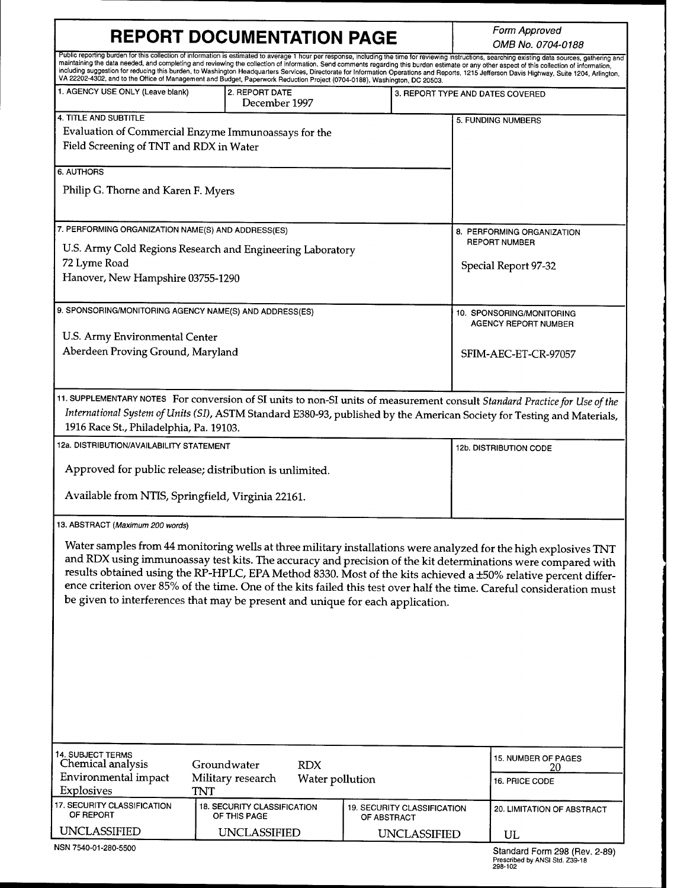# REPORT DOCUMENTATION PAGE

*Form Approved*
*OMB No. 0704-0188*

Public reporting burden for this collection of information is estimated to average 1 hour per response, including the time for reviewing instructions, searching existing data sources, gathering and maintaining the data needed, and completing and reviewing the collection of information. Send comments regarding this burden estimate or any other aspect of this collection of information, including suggestion for reducing this burden, to Washington Headquarters Services, Directorate for Information Operations and Reports, 1215 Jefferson Davis Highway, Suite 1204, Arlington, VA 22202-4302, and to the Office of Management and Budget, Paperwork Reduction Project (0704-0188), Washington, DC 20503.

| 1. AGENCY USE ONLY (Leave blank) | 2. REPORT DATE | 3. REPORT TYPE AND DATES COVERED |
|---|---|---|
| | December 1997 | |

**4. TITLE AND SUBTITLE**
Evaluation of Commercial Enzyme Immunoassays for the Field Screening of TNT and RDX in Water

**5. FUNDING NUMBERS**

**6. AUTHORS**
Philip G. Thorne and Karen F. Myers

**7. PERFORMING ORGANIZATION NAME(S) AND ADDRESS(ES)**
U.S. Army Cold Regions Research and Engineering Laboratory
72 Lyme Road
Hanover, New Hampshire 03755-1290

**8. PERFORMING ORGANIZATION REPORT NUMBER**
Special Report 97-32

**9. SPONSORING/MONITORING AGENCY NAME(S) AND ADDRESS(ES)**
U.S. Army Environmental Center
Aberdeen Proving Ground, Maryland

**10. SPONSORING/MONITORING AGENCY REPORT NUMBER**
SFIM-AEC-ET-CR-97057

**11. SUPPLEMENTARY NOTES** For conversion of SI units to non-SI units of measurement consult *Standard Practice for Use of the International System of Units (SI)*, ASTM Standard E380-93, published by the American Society for Testing and Materials, 1916 Race St., Philadelphia, Pa. 19103.

**12a. DISTRIBUTION/AVAILABILITY STATEMENT**
Approved for public release; distribution is unlimited.

Available from NTIS, Springfield, Virginia 22161.

**12b. DISTRIBUTION CODE**

**13. ABSTRACT** *(Maximum 200 words)*

Water samples from 44 monitoring wells at three military installations were analyzed for the high explosives TNT and RDX using immunoassay test kits. The accuracy and precision of the kit determinations were compared with results obtained using the RP-HPLC, EPA Method 8330. Most of the kits achieved a ±50% relative percent difference criterion over 85% of the time. One of the kits failed this test over half the time. Careful consideration must be given to interferences that may be present and unique for each application.

**14. SUBJECT TERMS**

| | | |
|---|---|---|
| Chemical analysis | Groundwater | RDX |
| Environmental impact | Military research | Water pollution |
| Explosives | TNT | |

**15. NUMBER OF PAGES**
20

**16. PRICE CODE**

| 17. SECURITY CLASSIFICATION OF REPORT | 18. SECURITY CLASSIFICATION OF THIS PAGE | 19. SECURITY CLASSIFICATION OF ABSTRACT | 20. LIMITATION OF ABSTRACT |
|---|---|---|---|
| UNCLASSIFIED | UNCLASSIFIED | UNCLASSIFIED | UL |

NSN 7540-01-280-5500

Standard Form 298 (Rev. 2-89)
Prescribed by ANSI Std. Z39-18
298-102